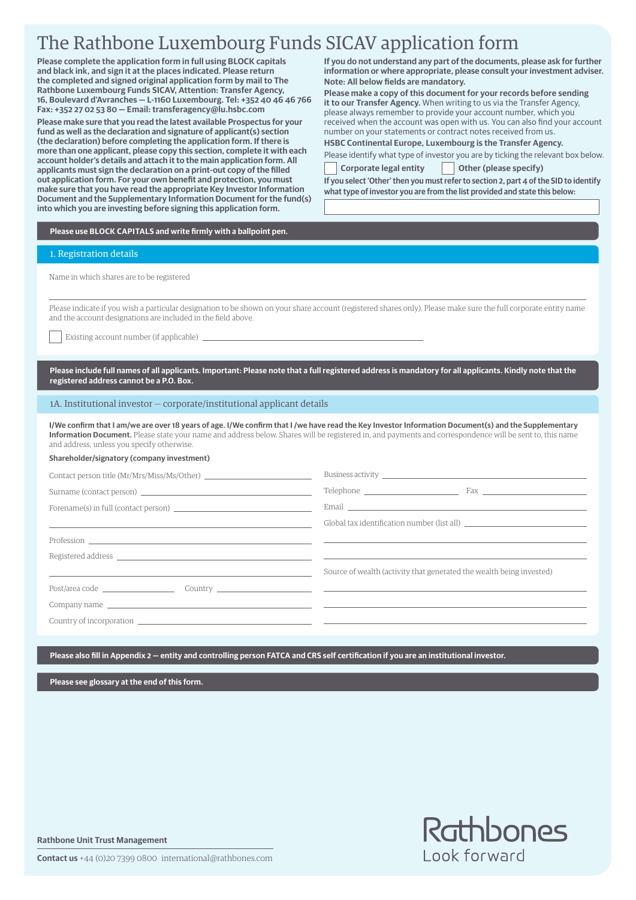# The Rathbone Luxembourg Funds SICAV application form

**Please complete the application form in full using BLOCK capitals and black ink, and sign it at the places indicated. Please return the completed and signed original application form by mail to The Rathbone Luxembourg Funds SICAV, Attention: Transfer Agency, 16, Boulevard d'Avranches – L-1160 Luxembourg. Tel: +352 40 46 46 766 Fax: +352 27 02 53 80 – Email: transferagency@lu.hsbc.com**

**Please make sure that you read the latest available Prospectus for your fund as well as the declaration and signature of applicant(s) section (the declaration) before completing the application form. If there is more than one applicant, please copy this section, complete it with each account holder's details and attach it to the main application form. All applicants must sign the declaration on a print-out copy of the filled out application form. For your own benefit and protection, you must make sure that you have read the appropriate Key Investor Information Document and the Supplementary Information Document for the fund(s) into which you are investing before signing this application form.**

**If you do not understand any part of the documents, please ask for further information or where appropriate, please consult your investment adviser. Note: All below fields are mandatory.**

**Please make a copy of this document for your records before sending it to our Transfer Agency.** When writing to us via the Transfer Agency, please always remember to provide your account number, which you received when the account was open with us. You can also find your account number on your statements or contract notes received from us.

**HSBC Continental Europe, Luxembourg is the Transfer Agency.**

Please identify what type of investor you are by ticking the relevant box below.

☐ **Corporate legal entity** ☐ **Other (please specify)**

**If you select 'Other' then you must refer to section 2, part 4 of the SID to identify what type of investor you are from the list provided and state this below:**

______________________________

**Please use BLOCK CAPITALS and write firmly with a ballpoint pen.**

## 1. Registration details

Name in which shares are to be registered

______________________________

Please indicate if you wish a particular designation to be shown on your share account (registered shares only). Please make sure the full corporate entity name and the account designations are included in the field above.

☐ Existing account number (if applicable) ______________________________

**Please include full names of all applicants. Important: Please note that a full registered address is mandatory for all applicants. Kindly note that the registered address cannot be a P.O. Box.**

## 1A. Institutional investor – corporate/institutional applicant details

**I/We confirm that I am/we are over 18 years of age. I/We confirm that I /we have read the Key Investor Information Document(s) and the Supplementary Information Document.** Please state your name and address below. Shares will be registered in, and payments and correspondence will be sent to, this name and address, unless you specify otherwise.

**Shareholder/signatory (company investment)**

Contact person title (Mr/Mrs/Miss/Ms/Other) ______________________________

Surname (contact person) ______________________________

Forename(s) in full (contact person) ______________________________

______________________________

Profession ______________________________

Registered address ______________________________

______________________________

Post/area code ______________ Country ______________

Company name ______________________________

Country of incorporation ______________________________

Business activity ______________________________

Telephone ______________ Fax ______________

Email ______________________________

Global tax identification number (list all) ______________________________

______________________________

______________________________

Source of wealth (activity that generated the wealth being invested)

______________________________

______________________________

______________________________

**Please also fill in Appendix 2 – entity and controlling person FATCA and CRS self certification if you are an institutional investor.**

**Please see glossary at the end of this form.**

**Rathbone Unit Trust Management**

**Contact us** +44 (0)20 7399 0800 international@rathbones.com

Rathbones
Look forward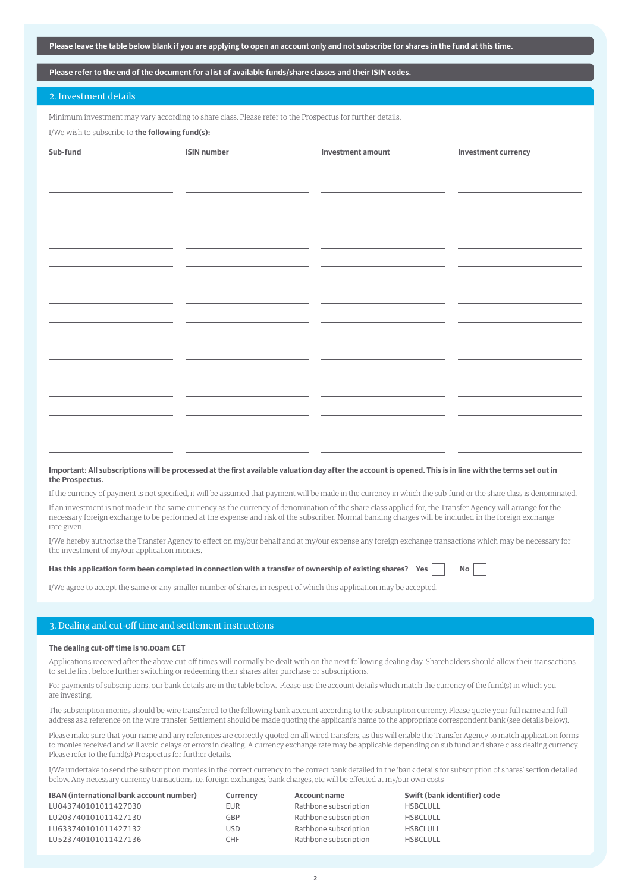**Please leave the table below blank if you are applying to open an account only and not subscribe for shares in the fund at this time.**

**Please refer to the end of the document for a list of available funds/share classes and their ISIN codes.**

## 2. Investment details

Minimum investment may vary according to share class. Please refer to the Prospectus for further details.

I/We wish to subscribe to **the following fund(s):**

| Sub-fund | ISIN number | Investment amount | Investment currency |
|---|---|---|---|
| | | | |
| | | | |
| | | | |
| | | | |
| | | | |
| | | | |
| | | | |
| | | | |
| | | | |
| | | | |
| | | | |
| | | | |
| | | | |
| | | | |
| | | | |
| | | | |

**Important: All subscriptions will be processed at the first available valuation day after the account is opened. This is in line with the terms set out in the Prospectus.**

If the currency of payment is not specified, it will be assumed that payment will be made in the currency in which the sub-fund or the share class is denominated.

If an investment is not made in the same currency as the currency of denomination of the share class applied for, the Transfer Agency will arrange for the necessary foreign exchange to be performed at the expense and risk of the subscriber. Normal banking charges will be included in the foreign exchange rate given.

I/We hereby authorise the Transfer Agency to effect on my/our behalf and at my/our expense any foreign exchange transactions which may be necessary for the investment of my/our application monies.

**Has this application form been completed in connection with a transfer of ownership of existing shares?** Yes ☐ No ☐

I/We agree to accept the same or any smaller number of shares in respect of which this application may be accepted.

## 3. Dealing and cut-off time and settlement instructions

**The dealing cut-off time is 10.00am CET**

Applications received after the above cut-off times will normally be dealt with on the next following dealing day. Shareholders should allow their transactions to settle first before further switching or redeeming their shares after purchase or subscriptions.

For payments of subscriptions, our bank details are in the table below. Please use the account details which match the currency of the fund(s) in which you are investing.

The subscription monies should be wire transferred to the following bank account according to the subscription currency. Please quote your full name and full address as a reference on the wire transfer. Settlement should be made quoting the applicant's name to the appropriate correspondent bank (see details below).

Please make sure that your name and any references are correctly quoted on all wired transfers, as this will enable the Transfer Agency to match application forms to monies received and will avoid delays or errors in dealing. A currency exchange rate may be applicable depending on sub fund and share class dealing currency. Please refer to the fund(s) Prospectus for further details.

I/We undertake to send the subscription monies in the correct currency to the correct bank detailed in the 'bank details for subscription of shares' section detailed below. Any necessary currency transactions, i.e. foreign exchanges, bank charges, etc will be effected at my/our own costs

| IBAN (international bank account number) | Currency | Account name | Swift (bank identifier) code |
|---|---|---|---|
| LU043740101011427030 | EUR | Rathbone subscription | HSBCLULL |
| LU203740101011427130 | GBP | Rathbone subscription | HSBCLULL |
| LU633740101011427132 | USD | Rathbone subscription | HSBCLULL |
| LU523740101011427136 | CHF | Rathbone subscription | HSBCLULL |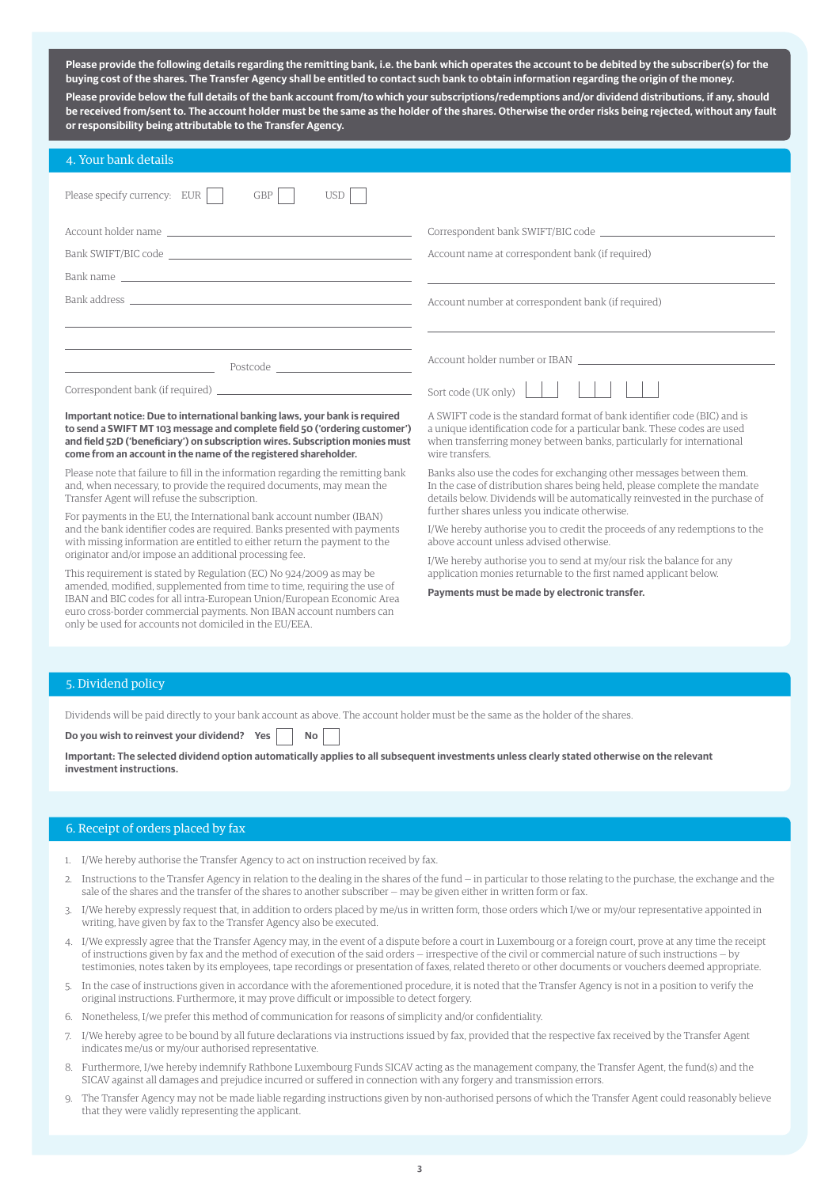**Please provide the following details regarding the remitting bank, i.e. the bank which operates the account to be debited by the subscriber(s) for the buying cost of the shares. The Transfer Agency shall be entitled to contact such bank to obtain information regarding the origin of the money.**

**Please provide below the full details of the bank account from/to which your subscriptions/redemptions and/or dividend distributions, if any, should be received from/sent to. The account holder must be the same as the holder of the shares. Otherwise the order risks being rejected, without any fault or responsibility being attributable to the Transfer Agency.**

## 4. Your bank details

Please specify currency: EUR ☐ GBP ☐ USD ☐

Account holder name \_\_\_\_\_\_\_\_\_\_\_\_\_\_\_\_

Bank SWIFT/BIC code \_\_\_\_\_\_\_\_\_\_\_\_\_\_\_\_

Bank name \_\_\_\_\_\_\_\_\_\_\_\_\_\_\_\_

Bank address \_\_\_\_\_\_\_\_\_\_\_\_\_\_\_\_

\_\_\_\_\_\_\_\_\_\_\_\_\_\_\_\_

\_\_\_\_\_\_\_\_\_\_\_\_\_\_\_\_

\_\_\_\_\_\_\_\_ Postcode \_\_\_\_\_\_\_\_

Correspondent bank (if required) \_\_\_\_\_\_\_\_\_\_\_\_\_\_\_\_

Correspondent bank SWIFT/BIC code \_\_\_\_\_\_\_\_\_\_\_\_\_\_\_\_

Account name at correspondent bank (if required)

\_\_\_\_\_\_\_\_\_\_\_\_\_\_\_\_

Account number at correspondent bank (if required)

\_\_\_\_\_\_\_\_\_\_\_\_\_\_\_\_

Account holder number or IBAN \_\_\_\_\_\_\_\_\_\_\_\_\_\_\_\_

Sort code (UK only) ☐☐ ☐☐ ☐☐

**Important notice: Due to international banking laws, your bank is required to send a SWIFT MT 103 message and complete field 50 ('ordering customer') and field 52D ('beneficiary') on subscription wires. Subscription monies must come from an account in the name of the registered shareholder.**

Please note that failure to fill in the information regarding the remitting bank and, when necessary, to provide the required documents, may mean the Transfer Agent will refuse the subscription.

For payments in the EU, the International bank account number (IBAN) and the bank identifier codes are required. Banks presented with payments with missing information are entitled to either return the payment to the originator and/or impose an additional processing fee.

This requirement is stated by Regulation (EC) No 924/2009 as may be amended, modified, supplemented from time to time, requiring the use of IBAN and BIC codes for all intra-European Union/European Economic Area euro cross-border commercial payments. Non IBAN account numbers can only be used for accounts not domiciled in the EU/EEA.

A SWIFT code is the standard format of bank identifier code (BIC) and is a unique identification code for a particular bank. These codes are used when transferring money between banks, particularly for international wire transfers.

Banks also use the codes for exchanging other messages between them. In the case of distribution shares being held, please complete the mandate details below. Dividends will be automatically reinvested in the purchase of further shares unless you indicate otherwise.

I/We hereby authorise you to credit the proceeds of any redemptions to the above account unless advised otherwise.

I/We hereby authorise you to send at my/our risk the balance for any application monies returnable to the first named applicant below.

**Payments must be made by electronic transfer.**

## 5. Dividend policy

Dividends will be paid directly to your bank account as above. The account holder must be the same as the holder of the shares.

**Do you wish to reinvest your dividend? Yes** ☐ **No** ☐

**Important: The selected dividend option automatically applies to all subsequent investments unless clearly stated otherwise on the relevant investment instructions.**

## 6. Receipt of orders placed by fax

1. I/We hereby authorise the Transfer Agency to act on instruction received by fax.
2. Instructions to the Transfer Agency in relation to the dealing in the shares of the fund – in particular to those relating to the purchase, the exchange and the sale of the shares and the transfer of the shares to another subscriber – may be given either in written form or fax.
3. I/We hereby expressly request that, in addition to orders placed by me/us in written form, those orders which I/we or my/our representative appointed in writing, have given by fax to the Transfer Agency also be executed.
4. I/We expressly agree that the Transfer Agency may, in the event of a dispute before a court in Luxembourg or a foreign court, prove at any time the receipt of instructions given by fax and the method of execution of the said orders – irrespective of the civil or commercial nature of such instructions – by testimonies, notes taken by its employees, tape recordings or presentation of faxes, related thereto or other documents or vouchers deemed appropriate.
5. In the case of instructions given in accordance with the aforementioned procedure, it is noted that the Transfer Agency is not in a position to verify the original instructions. Furthermore, it may prove difficult or impossible to detect forgery.
6. Nonetheless, I/we prefer this method of communication for reasons of simplicity and/or confidentiality.
7. I/We hereby agree to be bound by all future declarations via instructions issued by fax, provided that the respective fax received by the Transfer Agent indicates me/us or my/our authorised representative.
8. Furthermore, I/we hereby indemnify Rathbone Luxembourg Funds SICAV acting as the management company, the Transfer Agent, the fund(s) and the SICAV against all damages and prejudice incurred or suffered in connection with any forgery and transmission errors.
9. The Transfer Agency may not be made liable regarding instructions given by non-authorised persons of which the Transfer Agent could reasonably believe that they were validly representing the applicant.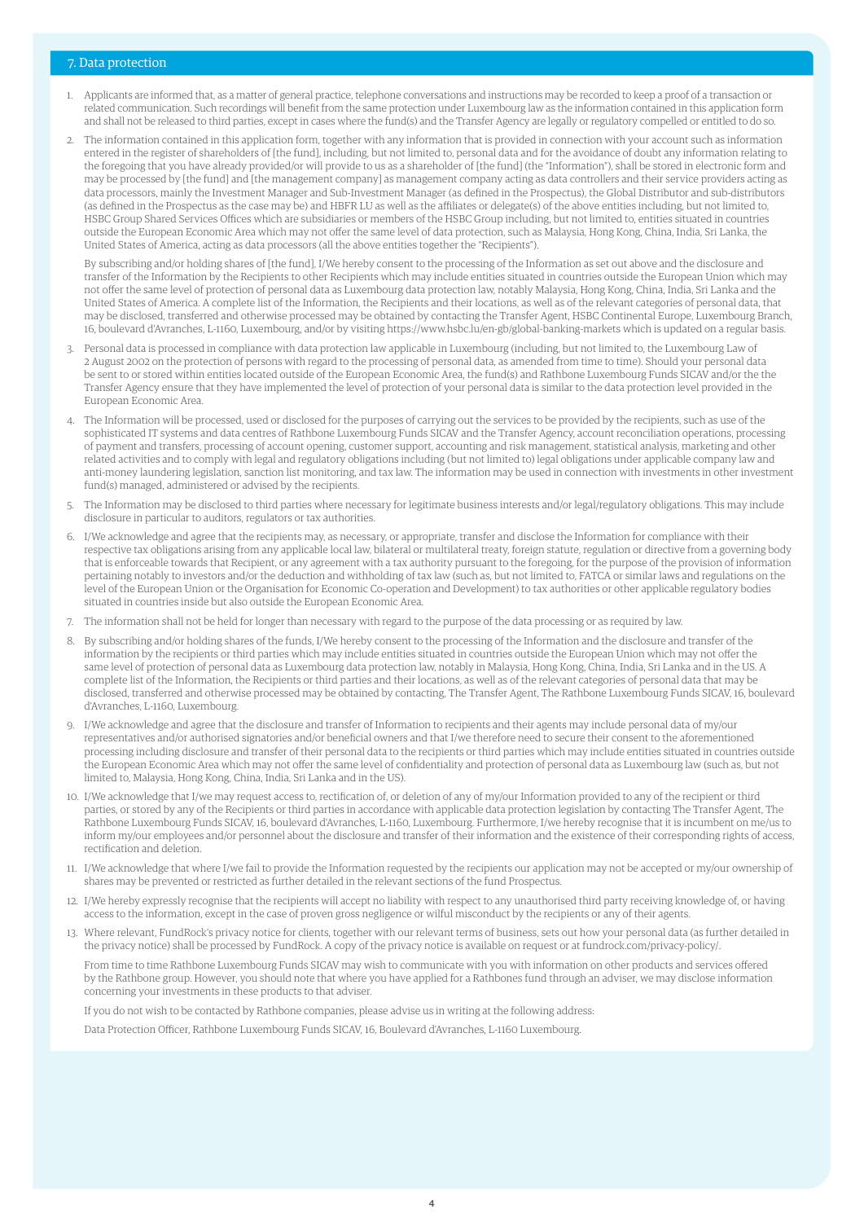## 7. Data protection

1. Applicants are informed that, as a matter of general practice, telephone conversations and instructions may be recorded to keep a proof of a transaction or related communication. Such recordings will benefit from the same protection under Luxembourg law as the information contained in this application form and shall not be released to third parties, except in cases where the fund(s) and the Transfer Agency are legally or regulatory compelled or entitled to do so.

2. The information contained in this application form, together with any information that is provided in connection with your account such as information entered in the register of shareholders of [the fund], including, but not limited to, personal data and for the avoidance of doubt any information relating to the foregoing that you have already provided/or will provide to us as a shareholder of [the fund] (the "Information"), shall be stored in electronic form and may be processed by [the fund] and [the management company] as management company acting as data controllers and their service providers acting as data processors, mainly the Investment Manager and Sub-Investment Manager (as defined in the Prospectus), the Global Distributor and sub-distributors (as defined in the Prospectus as the case may be) and HBFR LU as well as the affiliates or delegate(s) of the above entities including, but not limited to, HSBC Group Shared Services Offices which are subsidiaries or members of the HSBC Group including, but not limited to, entities situated in countries outside the European Economic Area which may not offer the same level of data protection, such as Malaysia, Hong Kong, China, India, Sri Lanka, the United States of America, acting as data processors (all the above entities together the "Recipients").

   By subscribing and/or holding shares of [the fund], I/We hereby consent to the processing of the Information as set out above and the disclosure and transfer of the Information by the Recipients to other Recipients which may include entities situated in countries outside the European Union which may not offer the same level of protection of personal data as Luxembourg data protection law, notably Malaysia, Hong Kong, China, India, Sri Lanka and the United States of America. A complete list of the Information, the Recipients and their locations, as well as of the relevant categories of personal data, that may be disclosed, transferred and otherwise processed may be obtained by contacting the Transfer Agent, HSBC Continental Europe, Luxembourg Branch, 16, boulevard d'Avranches, L-1160, Luxembourg, and/or by visiting https://www.hsbc.lu/en-gb/global-banking-markets which is updated on a regular basis.

3. Personal data is processed in compliance with data protection law applicable in Luxembourg (including, but not limited to, the Luxembourg Law of 2 August 2002 on the protection of persons with regard to the processing of personal data, as amended from time to time). Should your personal data be sent to or stored within entities located outside of the European Economic Area, the fund(s) and Rathbone Luxembourg Funds SICAV and/or the the Transfer Agency ensure that they have implemented the level of protection of your personal data is similar to the data protection level provided in the European Economic Area.

4. The Information will be processed, used or disclosed for the purposes of carrying out the services to be provided by the recipients, such as use of the sophisticated IT systems and data centres of Rathbone Luxembourg Funds SICAV and the Transfer Agency, account reconciliation operations, processing of payment and transfers, processing of account opening, customer support, accounting and risk management, statistical analysis, marketing and other related activities and to comply with legal and regulatory obligations including (but not limited to) legal obligations under applicable company law and anti-money laundering legislation, sanction list monitoring, and tax law. The information may be used in connection with investments in other investment fund(s) managed, administered or advised by the recipients.

5. The Information may be disclosed to third parties where necessary for legitimate business interests and/or legal/regulatory obligations. This may include disclosure in particular to auditors, regulators or tax authorities.

6. I/We acknowledge and agree that the recipients may, as necessary, or appropriate, transfer and disclose the Information for compliance with their respective tax obligations arising from any applicable local law, bilateral or multilateral treaty, foreign statute, regulation or directive from a governing body that is enforceable towards that Recipient, or any agreement with a tax authority pursuant to the foregoing, for the purpose of the provision of information pertaining notably to investors and/or the deduction and withholding of tax law (such as, but not limited to, FATCA or similar laws and regulations on the level of the European Union or the Organisation for Economic Co-operation and Development) to tax authorities or other applicable regulatory bodies situated in countries inside but also outside the European Economic Area.

7. The information shall not be held for longer than necessary with regard to the purpose of the data processing or as required by law.

8. By subscribing and/or holding shares of the funds, I/We hereby consent to the processing of the Information and the disclosure and transfer of the information by the recipients or third parties which may include entities situated in countries outside the European Union which may not offer the same level of protection of personal data as Luxembourg data protection law, notably in Malaysia, Hong Kong, China, India, Sri Lanka and in the US. A complete list of the Information, the Recipients or third parties and their locations, as well as of the relevant categories of personal data that may be disclosed, transferred and otherwise processed may be obtained by contacting, The Transfer Agent, The Rathbone Luxembourg Funds SICAV, 16, boulevard d'Avranches, L-1160, Luxembourg.

9. I/We acknowledge and agree that the disclosure and transfer of Information to recipients and their agents may include personal data of my/our representatives and/or authorised signatories and/or beneficial owners and that I/we therefore need to secure their consent to the aforementioned processing including disclosure and transfer of their personal data to the recipients or third parties which may include entities situated in countries outside the European Economic Area which may not offer the same level of confidentiality and protection of personal data as Luxembourg law (such as, but not limited to, Malaysia, Hong Kong, China, India, Sri Lanka and in the US).

10. I/We acknowledge that I/we may request access to, rectification of, or deletion of any of my/our Information provided to any of the recipient or third parties, or stored by any of the Recipients or third parties in accordance with applicable data protection legislation by contacting The Transfer Agent, The Rathbone Luxembourg Funds SICAV, 16, boulevard d'Avranches, L-1160, Luxembourg. Furthermore, I/we hereby recognise that it is incumbent on me/us to inform my/our employees and/or personnel about the disclosure and transfer of their information and the existence of their corresponding rights of access, rectification and deletion.

11. I/We acknowledge that where I/we fail to provide the Information requested by the recipients our application may not be accepted or my/our ownership of shares may be prevented or restricted as further detailed in the relevant sections of the fund Prospectus.

12. I/We hereby expressly recognise that the recipients will accept no liability with respect to any unauthorised third party receiving knowledge of, or having access to the information, except in the case of proven gross negligence or wilful misconduct by the recipients or any of their agents.

13. Where relevant, FundRock's privacy notice for clients, together with our relevant terms of business, sets out how your personal data (as further detailed in the privacy notice) shall be processed by FundRock. A copy of the privacy notice is available on request or at fundrock.com/privacy-policy/.

    From time to time Rathbone Luxembourg Funds SICAV may wish to communicate with you with information on other products and services offered by the Rathbone group. However, you should note that where you have applied for a Rathbones fund through an adviser, we may disclose information concerning your investments in these products to that adviser.

    If you do not wish to be contacted by Rathbone companies, please advise us in writing at the following address:

    Data Protection Officer, Rathbone Luxembourg Funds SICAV, 16, Boulevard d'Avranches, L-1160 Luxembourg.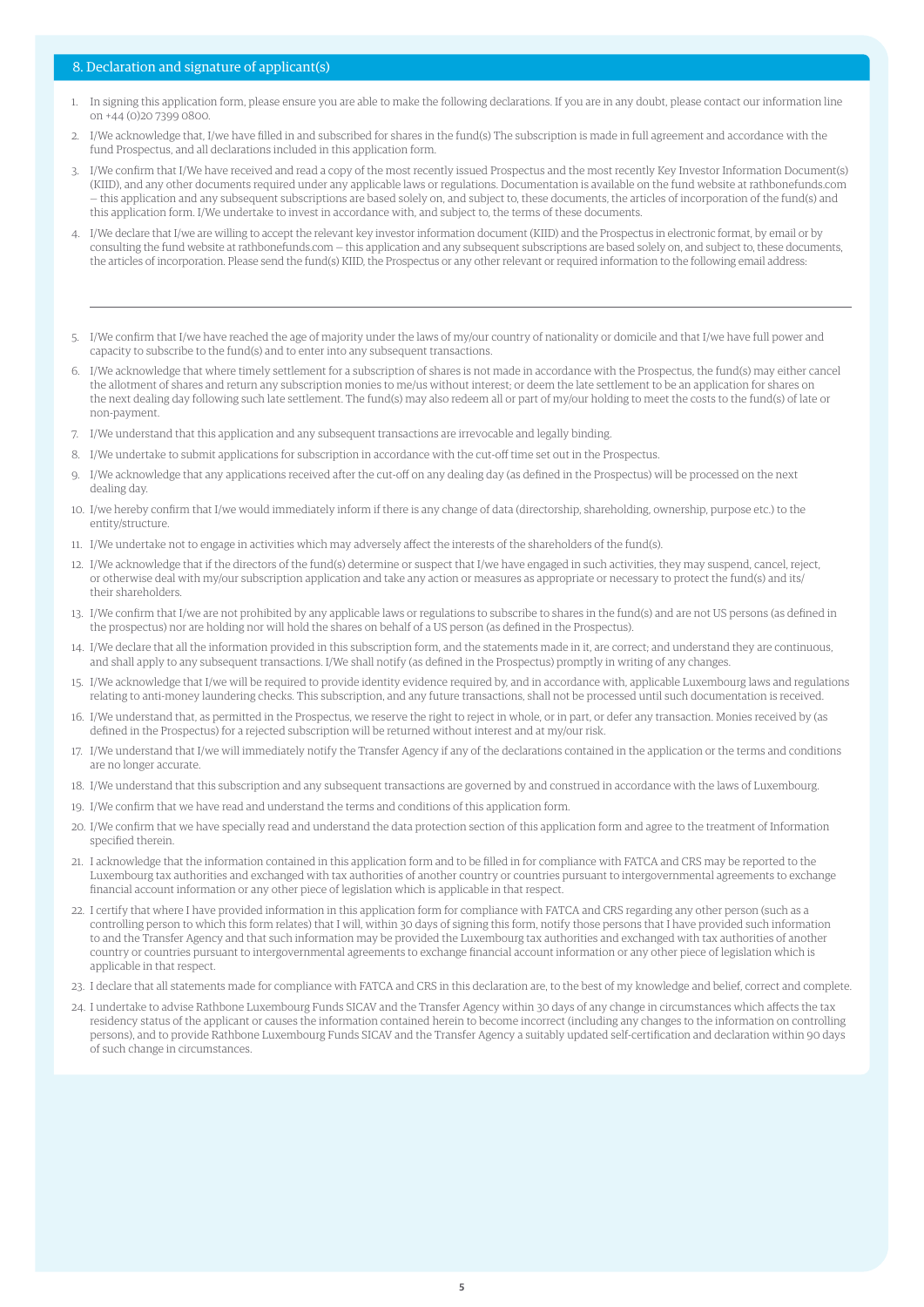## 8. Declaration and signature of applicant(s)

1. In signing this application form, please ensure you are able to make the following declarations. If you are in any doubt, please contact our information line on +44 (0)20 7399 0800.
2. I/We acknowledge that, I/we have filled in and subscribed for shares in the fund(s) The subscription is made in full agreement and accordance with the fund Prospectus, and all declarations included in this application form.
3. I/We confirm that I/We have received and read a copy of the most recently issued Prospectus and the most recently Key Investor Information Document(s) (KIID), and any other documents required under any applicable laws or regulations. Documentation is available on the fund website at rathbonefunds.com – this application and any subsequent subscriptions are based solely on, and subject to, these documents, the articles of incorporation of the fund(s) and this application form. I/We undertake to invest in accordance with, and subject to, the terms of these documents.
4. I/We declare that I/we are willing to accept the relevant key investor information document (KIID) and the Prospectus in electronic format, by email or by consulting the fund website at rathbonefunds.com – this application and any subsequent subscriptions are based solely on, and subject to, these documents, the articles of incorporation. Please send the fund(s) KIID, the Prospectus or any other relevant or required information to the following email address:

   ______________________________________________

5. I/We confirm that I/we have reached the age of majority under the laws of my/our country of nationality or domicile and that I/we have full power and capacity to subscribe to the fund(s) and to enter into any subsequent transactions.
6. I/We acknowledge that where timely settlement for a subscription of shares is not made in accordance with the Prospectus, the fund(s) may either cancel the allotment of shares and return any subscription monies to me/us without interest; or deem the late settlement to be an application for shares on the next dealing day following such late settlement. The fund(s) may also redeem all or part of my/our holding to meet the costs to the fund(s) of late or non-payment.
7. I/We understand that this application and any subsequent transactions are irrevocable and legally binding.
8. I/We undertake to submit applications for subscription in accordance with the cut-off time set out in the Prospectus.
9. I/We acknowledge that any applications received after the cut-off on any dealing day (as defined in the Prospectus) will be processed on the next dealing day.
10. I/we hereby confirm that I/we would immediately inform if there is any change of data (directorship, shareholding, ownership, purpose etc.) to the entity/structure.
11. I/We undertake not to engage in activities which may adversely affect the interests of the shareholders of the fund(s).
12. I/We acknowledge that if the directors of the fund(s) determine or suspect that I/we have engaged in such activities, they may suspend, cancel, reject, or otherwise deal with my/our subscription application and take any action or measures as appropriate or necessary to protect the fund(s) and its/their shareholders.
13. I/We confirm that I/we are not prohibited by any applicable laws or regulations to subscribe to shares in the fund(s) and are not US persons (as defined in the prospectus) nor are holding nor will hold the shares on behalf of a US person (as defined in the Prospectus).
14. I/We declare that all the information provided in this subscription form, and the statements made in it, are correct; and understand they are continuous, and shall apply to any subsequent transactions. I/We shall notify (as defined in the Prospectus) promptly in writing of any changes.
15. I/We acknowledge that I/we will be required to provide identity evidence required by, and in accordance with, applicable Luxembourg laws and regulations relating to anti-money laundering checks. This subscription, and any future transactions, shall not be processed until such documentation is received.
16. I/We understand that, as permitted in the Prospectus, we reserve the right to reject in whole, or in part, or defer any transaction. Monies received by (as defined in the Prospectus) for a rejected subscription will be returned without interest and at my/our risk.
17. I/We understand that I/we will immediately notify the Transfer Agency if any of the declarations contained in the application or the terms and conditions are no longer accurate.
18. I/We understand that this subscription and any subsequent transactions are governed by and construed in accordance with the laws of Luxembourg.
19. I/We confirm that we have read and understand the terms and conditions of this application form.
20. I/We confirm that we have specially read and understand the data protection section of this application form and agree to the treatment of Information specified therein.
21. I acknowledge that the information contained in this application form and to be filled in for compliance with FATCA and CRS may be reported to the Luxembourg tax authorities and exchanged with tax authorities of another country or countries pursuant to intergovernmental agreements to exchange financial account information or any other piece of legislation which is applicable in that respect.
22. I certify that where I have provided information in this application form for compliance with FATCA and CRS regarding any other person (such as a controlling person to which this form relates) that I will, within 30 days of signing this form, notify those persons that I have provided such information to and the Transfer Agency and that such information may be provided the Luxembourg tax authorities and exchanged with tax authorities of another country or countries pursuant to intergovernmental agreements to exchange financial account information or any other piece of legislation which is applicable in that respect.
23. I declare that all statements made for compliance with FATCA and CRS in this declaration are, to the best of my knowledge and belief, correct and complete.
24. I undertake to advise Rathbone Luxembourg Funds SICAV and the Transfer Agency within 30 days of any change in circumstances which affects the tax residency status of the applicant or causes the information contained herein to become incorrect (including any changes to the information on controlling persons), and to provide Rathbone Luxembourg Funds SICAV and the Transfer Agency a suitably updated self-certification and declaration within 90 days of such change in circumstances.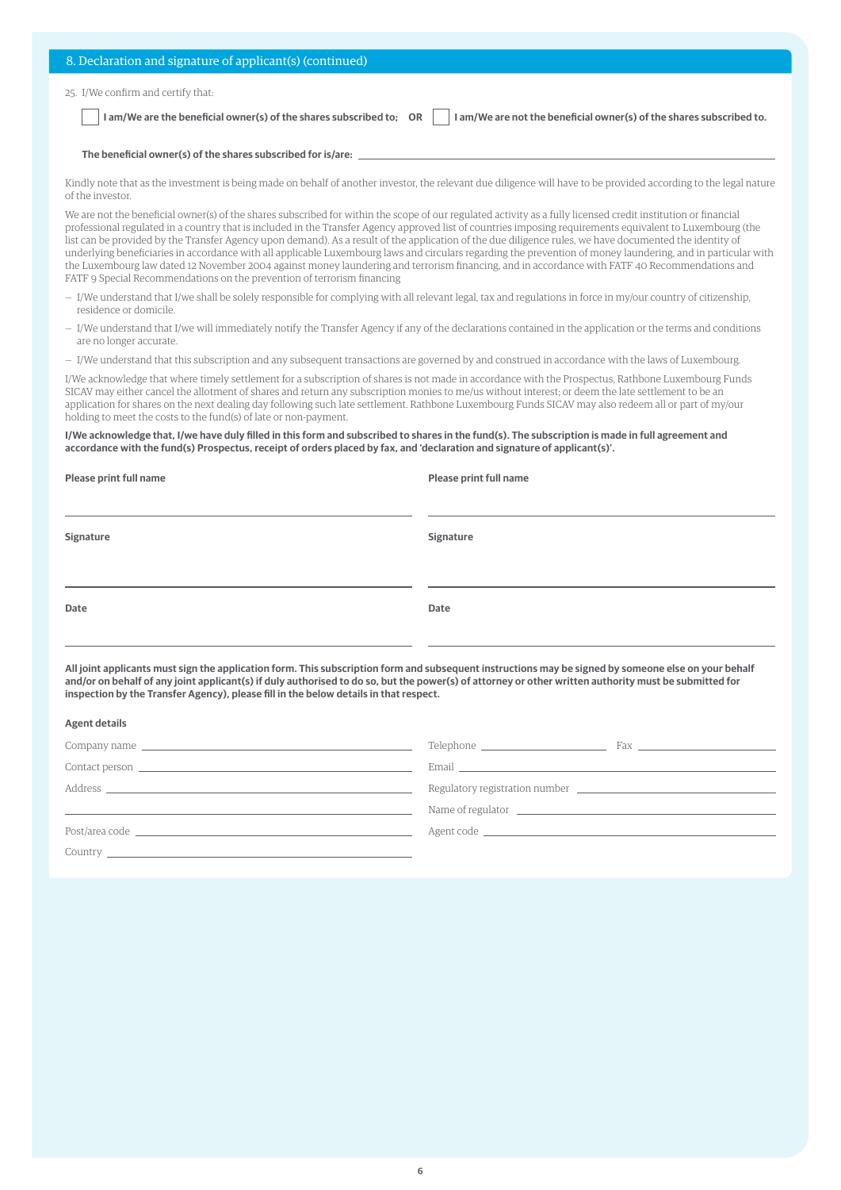## 8. Declaration and signature of applicant(s) (continued)

25. I/We confirm and certify that:

☐ **I am/We are the beneficial owner(s) of the shares subscribed to;** **OR** ☐ **I am/We are not the beneficial owner(s) of the shares subscribed to.**

**The beneficial owner(s) of the shares subscribed for is/are:** ______________________________

Kindly note that as the investment is being made on behalf of another investor, the relevant due diligence will have to be provided according to the legal nature of the investor.

We are not the beneficial owner(s) of the shares subscribed for within the scope of our regulated activity as a fully licensed credit institution or financial professional regulated in a country that is included in the Transfer Agency approved list of countries imposing requirements equivalent to Luxembourg (the list can be provided by the Transfer Agency upon demand). As a result of the application of the due diligence rules, we have documented the identity of underlying beneficiaries in accordance with all applicable Luxembourg laws and circulars regarding the prevention of money laundering, and in particular with the Luxembourg law dated 12 November 2004 against money laundering and terrorism financing, and in accordance with FATF 40 Recommendations and FATF 9 Special Recommendations on the prevention of terrorism financing

- I/We understand that I/we shall be solely responsible for complying with all relevant legal, tax and regulations in force in my/our country of citizenship, residence or domicile.
- I/We understand that I/we will immediately notify the Transfer Agency if any of the declarations contained in the application or the terms and conditions are no longer accurate.
- I/We understand that this subscription and any subsequent transactions are governed by and construed in accordance with the laws of Luxembourg.

I/We acknowledge that where timely settlement for a subscription of shares is not made in accordance with the Prospectus, Rathbone Luxembourg Funds SICAV may either cancel the allotment of shares and return any subscription monies to me/us without interest; or deem the late settlement to be an application for shares on the next dealing day following such late settlement. Rathbone Luxembourg Funds SICAV may also redeem all or part of my/our holding to meet the costs to the fund(s) of late or non-payment.

**I/We acknowledge that, I/we have duly filled in this form and subscribed to shares in the fund(s). The subscription is made in full agreement and accordance with the fund(s) Prospectus, receipt of orders placed by fax, and 'declaration and signature of applicant(s)'.**

**Please print full name** ______________________________

**Signature** ______________________________

**Date** ______________________________

**Please print full name** ______________________________

**Signature** ______________________________

**Date** ______________________________

**All joint applicants must sign the application form. This subscription form and subsequent instructions may be signed by someone else on your behalf and/or on behalf of any joint applicant(s) if duly authorised to do so, but the power(s) of attorney or other written authority must be submitted for inspection by the Transfer Agency), please fill in the below details in that respect.**

**Agent details**

Company name ______________________________

Contact person ______________________________

Address ______________________________

______________________________

Post/area code ______________________________

Country ______________________________

Telephone ______________ Fax ______________

Email ______________________________

Regulatory registration number ______________________________

Name of regulator ______________________________

Agent code ______________________________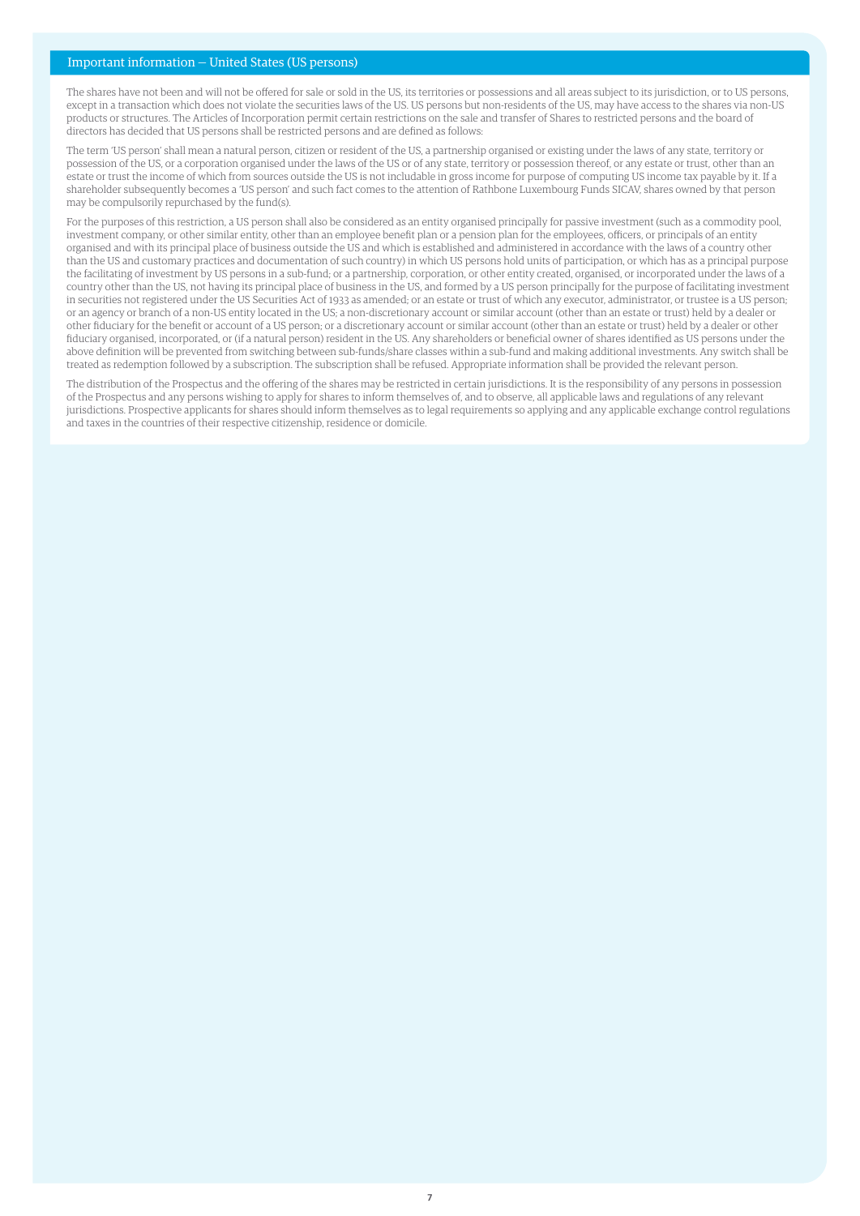## Important information — United States (US persons)

The shares have not been and will not be offered for sale or sold in the US, its territories or possessions and all areas subject to its jurisdiction, or to US persons, except in a transaction which does not violate the securities laws of the US. US persons but non-residents of the US, may have access to the shares via non-US products or structures. The Articles of Incorporation permit certain restrictions on the sale and transfer of Shares to restricted persons and the board of directors has decided that US persons shall be restricted persons and are defined as follows:

The term 'US person' shall mean a natural person, citizen or resident of the US, a partnership organised or existing under the laws of any state, territory or possession of the US, or a corporation organised under the laws of the US or of any state, territory or possession thereof, or any estate or trust, other than an estate or trust the income of which from sources outside the US is not includable in gross income for purpose of computing US income tax payable by it. If a shareholder subsequently becomes a 'US person' and such fact comes to the attention of Rathbone Luxembourg Funds SICAV, shares owned by that person may be compulsorily repurchased by the fund(s).

For the purposes of this restriction, a US person shall also be considered as an entity organised principally for passive investment (such as a commodity pool, investment company, or other similar entity, other than an employee benefit plan or a pension plan for the employees, officers, or principals of an entity organised and with its principal place of business outside the US and which is established and administered in accordance with the laws of a country other than the US and customary practices and documentation of such country) in which US persons hold units of participation, or which has as a principal purpose the facilitating of investment by US persons in a sub-fund; or a partnership, corporation, or other entity created, organised, or incorporated under the laws of a country other than the US, not having its principal place of business in the US, and formed by a US person principally for the purpose of facilitating investment in securities not registered under the US Securities Act of 1933 as amended; or an estate or trust of which any executor, administrator, or trustee is a US person; or an agency or branch of a non-US entity located in the US; a non-discretionary account or similar account (other than an estate or trust) held by a dealer or other fiduciary for the benefit or account of a US person; or a discretionary account or similar account (other than an estate or trust) held by a dealer or other fiduciary organised, incorporated, or (if a natural person) resident in the US. Any shareholders or beneficial owner of shares identified as US persons under the above definition will be prevented from switching between sub-funds/share classes within a sub-fund and making additional investments. Any switch shall be treated as redemption followed by a subscription. The subscription shall be refused. Appropriate information shall be provided the relevant person.

The distribution of the Prospectus and the offering of the shares may be restricted in certain jurisdictions. It is the responsibility of any persons in possession of the Prospectus and any persons wishing to apply for shares to inform themselves of, and to observe, all applicable laws and regulations of any relevant jurisdictions. Prospective applicants for shares should inform themselves as to legal requirements so applying and any applicable exchange control regulations and taxes in the countries of their respective citizenship, residence or domicile.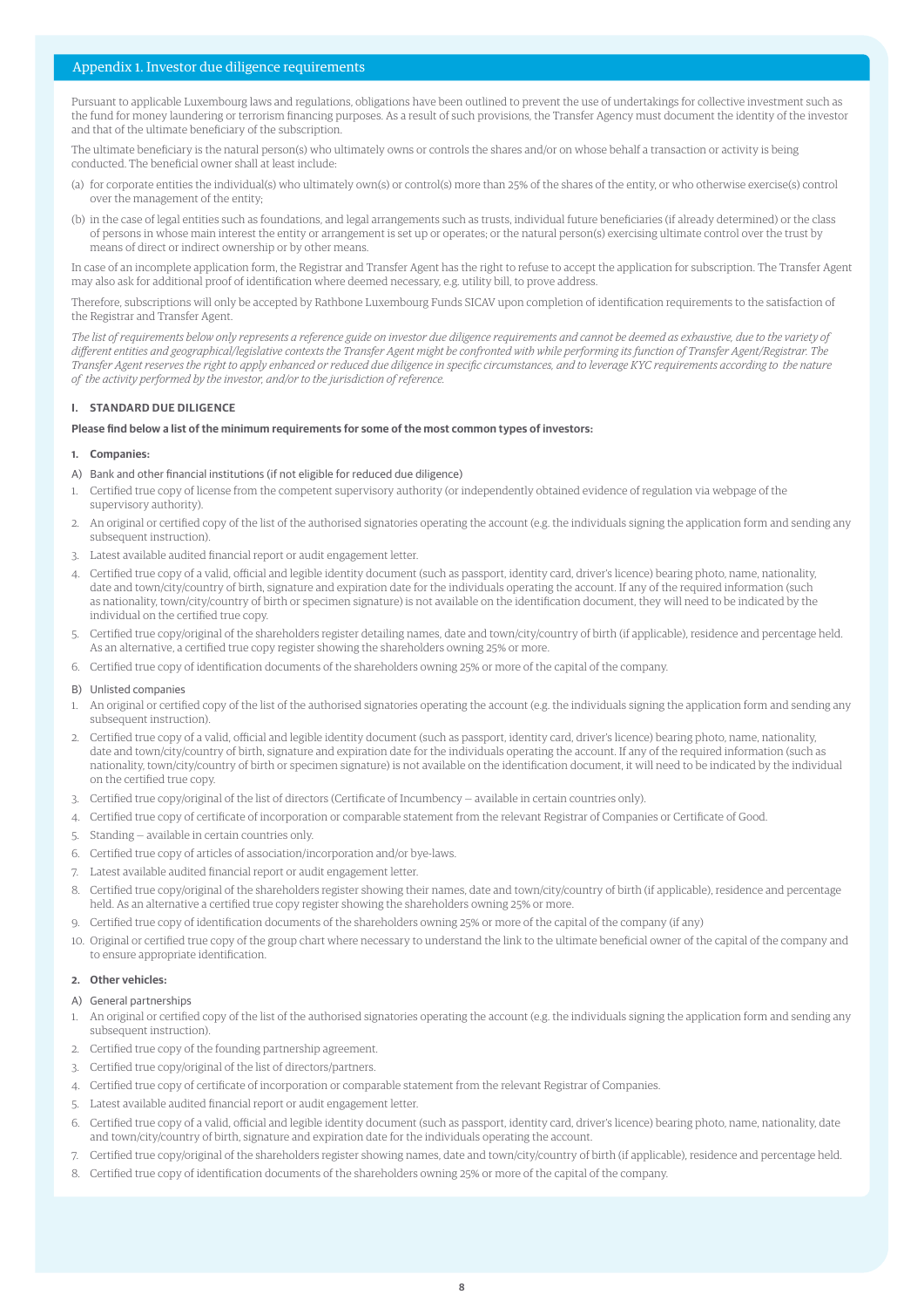## Appendix 1. Investor due diligence requirements

Pursuant to applicable Luxembourg laws and regulations, obligations have been outlined to prevent the use of undertakings for collective investment such as the fund for money laundering or terrorism financing purposes. As a result of such provisions, the Transfer Agency must document the identity of the investor and that of the ultimate beneficiary of the subscription.

The ultimate beneficiary is the natural person(s) who ultimately owns or controls the shares and/or on whose behalf a transaction or activity is being conducted. The beneficial owner shall at least include:

(a) for corporate entities the individual(s) who ultimately own(s) or control(s) more than 25% of the shares of the entity, or who otherwise exercise(s) control over the management of the entity;

(b) in the case of legal entities such as foundations, and legal arrangements such as trusts, individual future beneficiaries (if already determined) or the class of persons in whose main interest the entity or arrangement is set up or operates; or the natural person(s) exercising ultimate control over the trust by means of direct or indirect ownership or by other means.

In case of an incomplete application form, the Registrar and Transfer Agent has the right to refuse to accept the application for subscription. The Transfer Agent may also ask for additional proof of identification where deemed necessary, e.g. utility bill, to prove address.

Therefore, subscriptions will only be accepted by Rathbone Luxembourg Funds SICAV upon completion of identification requirements to the satisfaction of the Registrar and Transfer Agent.

*The list of requirements below only represents a reference guide on investor due diligence requirements and cannot be deemed as exhaustive, due to the variety of different entities and geographical/legislative contexts the Transfer Agent might be confronted with while performing its function of Transfer Agent/Registrar. The Transfer Agent reserves the right to apply enhanced or reduced due diligence in specific circumstances, and to leverage KYC requirements according to the nature of the activity performed by the investor, and/or to the jurisdiction of reference.*

### I. STANDARD DUE DILIGENCE

**Please find below a list of the minimum requirements for some of the most common types of investors:**

#### 1. Companies:

A) Bank and other financial institutions (if not eligible for reduced due diligence)

1. Certified true copy of license from the competent supervisory authority (or independently obtained evidence of regulation via webpage of the supervisory authority).
2. An original or certified copy of the list of the authorised signatories operating the account (e.g. the individuals signing the application form and sending any subsequent instruction).
3. Latest available audited financial report or audit engagement letter.
4. Certified true copy of a valid, official and legible identity document (such as passport, identity card, driver's licence) bearing photo, name, nationality, date and town/city/country of birth, signature and expiration date for the individuals operating the account. If any of the required information (such as nationality, town/city/country of birth or specimen signature) is not available on the identification document, they will need to be indicated by the individual on the certified true copy.
5. Certified true copy/original of the shareholders register detailing names, date and town/city/country of birth (if applicable), residence and percentage held. As an alternative, a certified true copy register showing the shareholders owning 25% or more.
6. Certified true copy of identification documents of the shareholders owning 25% or more of the capital of the company.

B) Unlisted companies

1. An original or certified copy of the list of the authorised signatories operating the account (e.g. the individuals signing the application form and sending any subsequent instruction).
2. Certified true copy of a valid, official and legible identity document (such as passport, identity card, driver's licence) bearing photo, name, nationality, date and town/city/country of birth, signature and expiration date for the individuals operating the account. If any of the required information (such as nationality, town/city/country of birth or specimen signature) is not available on the identification document, it will need to be indicated by the individual on the certified true copy.
3. Certified true copy/original of the list of directors (Certificate of Incumbency – available in certain countries only).
4. Certified true copy of certificate of incorporation or comparable statement from the relevant Registrar of Companies or Certificate of Good.
5. Standing – available in certain countries only.
6. Certified true copy of articles of association/incorporation and/or bye-laws.
7. Latest available audited financial report or audit engagement letter.
8. Certified true copy/original of the shareholders register showing their names, date and town/city/country of birth (if applicable), residence and percentage held. As an alternative a certified true copy register showing the shareholders owning 25% or more.
9. Certified true copy of identification documents of the shareholders owning 25% or more of the capital of the company (if any)
10. Original or certified true copy of the group chart where necessary to understand the link to the ultimate beneficial owner of the capital of the company and to ensure appropriate identification.

#### 2. Other vehicles:

A) General partnerships

1. An original or certified copy of the list of the authorised signatories operating the account (e.g. the individuals signing the application form and sending any subsequent instruction).
2. Certified true copy of the founding partnership agreement.
3. Certified true copy/original of the list of directors/partners.
4. Certified true copy of certificate of incorporation or comparable statement from the relevant Registrar of Companies.
5. Latest available audited financial report or audit engagement letter.
6. Certified true copy of a valid, official and legible identity document (such as passport, identity card, driver's licence) bearing photo, name, nationality, date and town/city/country of birth, signature and expiration date for the individuals operating the account.
7. Certified true copy/original of the shareholders register showing names, date and town/city/country of birth (if applicable), residence and percentage held.
8. Certified true copy of identification documents of the shareholders owning 25% or more of the capital of the company.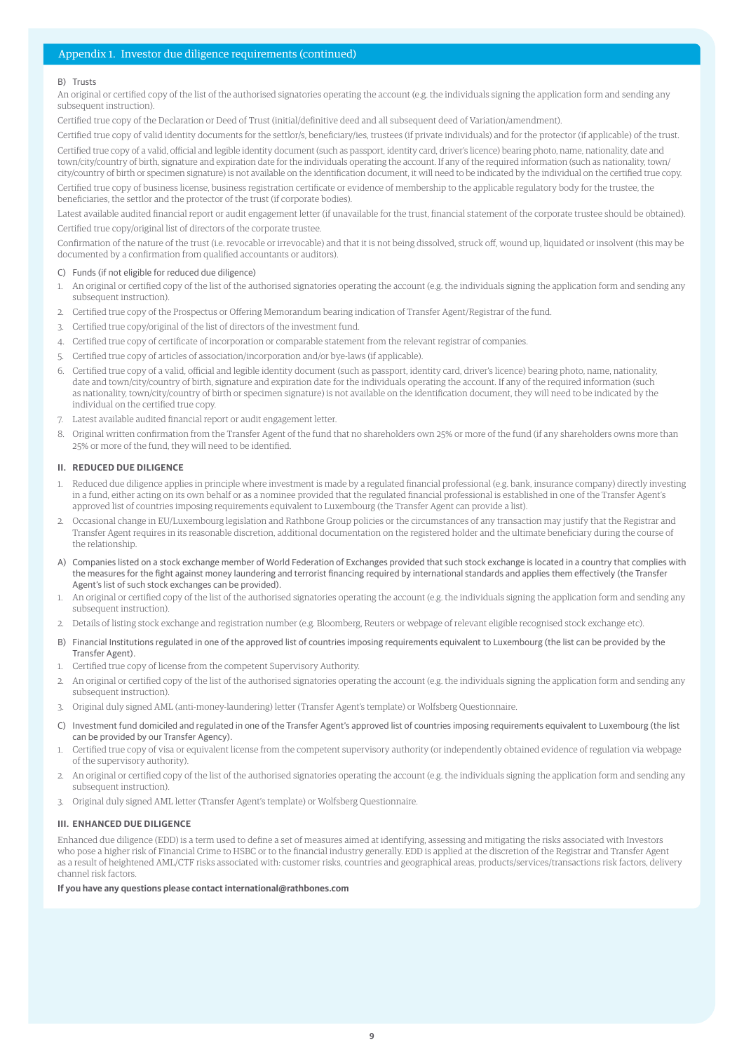## Appendix 1. Investor due diligence requirements (continued)

B) Trusts

An original or certified copy of the list of the authorised signatories operating the account (e.g. the individuals signing the application form and sending any subsequent instruction).

Certified true copy of the Declaration or Deed of Trust (initial/definitive deed and all subsequent deed of Variation/amendment).

Certified true copy of valid identity documents for the settlor/s, beneficiary/ies, trustees (if private individuals) and for the protector (if applicable) of the trust.

Certified true copy of a valid, official and legible identity document (such as passport, identity card, driver's licence) bearing photo, name, nationality, date and town/city/country of birth, signature and expiration date for the individuals operating the account. If any of the required information (such as nationality, town/city/country of birth or specimen signature) is not available on the identification document, it will need to be indicated by the individual on the certified true copy.

Certified true copy of business license, business registration certificate or evidence of membership to the applicable regulatory body for the trustee, the beneficiaries, the settlor and the protector of the trust (if corporate bodies).

Latest available audited financial report or audit engagement letter (if unavailable for the trust, financial statement of the corporate trustee should be obtained).

Certified true copy/original list of directors of the corporate trustee.

Confirmation of the nature of the trust (i.e. revocable or irrevocable) and that it is not being dissolved, struck off, wound up, liquidated or insolvent (this may be documented by a confirmation from qualified accountants or auditors).

C) Funds (if not eligible for reduced due diligence)

1. An original or certified copy of the list of the authorised signatories operating the account (e.g. the individuals signing the application form and sending any subsequent instruction).
2. Certified true copy of the Prospectus or Offering Memorandum bearing indication of Transfer Agent/Registrar of the fund.
3. Certified true copy/original of the list of directors of the investment fund.
4. Certified true copy of certificate of incorporation or comparable statement from the relevant registrar of companies.
5. Certified true copy of articles of association/incorporation and/or bye-laws (if applicable).
6. Certified true copy of a valid, official and legible identity document (such as passport, identity card, driver's licence) bearing photo, name, nationality, date and town/city/country of birth, signature and expiration date for the individuals operating the account. If any of the required information (such as nationality, town/city/country of birth or specimen signature) is not available on the identification document, they will need to be indicated by the individual on the certified true copy.
7. Latest available audited financial report or audit engagement letter.
8. Original written confirmation from the Transfer Agent of the fund that no shareholders own 25% or more of the fund (if any shareholders owns more than 25% or more of the fund, they will need to be identified.

### II. REDUCED DUE DILIGENCE

1. Reduced due diligence applies in principle where investment is made by a regulated financial professional (e.g. bank, insurance company) directly investing in a fund, either acting on its own behalf or as a nominee provided that the regulated financial professional is established in one of the Transfer Agent's approved list of countries imposing requirements equivalent to Luxembourg (the Transfer Agent can provide a list).
2. Occasional change in EU/Luxembourg legislation and Rathbone Group policies or the circumstances of any transaction may justify that the Registrar and Transfer Agent requires in its reasonable discretion, additional documentation on the registered holder and the ultimate beneficiary during the course of the relationship.

A) Companies listed on a stock exchange member of World Federation of Exchanges provided that such stock exchange is located in a country that complies with the measures for the fight against money laundering and terrorist financing required by international standards and applies them effectively (the Transfer Agent's list of such stock exchanges can be provided).

1. An original or certified copy of the list of the authorised signatories operating the account (e.g. the individuals signing the application form and sending any subsequent instruction).
2. Details of listing stock exchange and registration number (e.g. Bloomberg, Reuters or webpage of relevant eligible recognised stock exchange etc).

B) Financial Institutions regulated in one of the approved list of countries imposing requirements equivalent to Luxembourg (the list can be provided by the Transfer Agent).

1. Certified true copy of license from the competent Supervisory Authority.
2. An original or certified copy of the list of the authorised signatories operating the account (e.g. the individuals signing the application form and sending any subsequent instruction).
3. Original duly signed AML (anti-money-laundering) letter (Transfer Agent's template) or Wolfsberg Questionnaire.

C) Investment fund domiciled and regulated in one of the Transfer Agent's approved list of countries imposing requirements equivalent to Luxembourg (the list can be provided by our Transfer Agency).

1. Certified true copy of visa or equivalent license from the competent supervisory authority (or independently obtained evidence of regulation via webpage of the supervisory authority).
2. An original or certified copy of the list of the authorised signatories operating the account (e.g. the individuals signing the application form and sending any subsequent instruction).
3. Original duly signed AML letter (Transfer Agent's template) or Wolfsberg Questionnaire.

### III. ENHANCED DUE DILIGENCE

Enhanced due diligence (EDD) is a term used to define a set of measures aimed at identifying, assessing and mitigating the risks associated with Investors who pose a higher risk of Financial Crime to HSBC or to the financial industry generally. EDD is applied at the discretion of the Registrar and Transfer Agent as a result of heightened AML/CTF risks associated with: customer risks, countries and geographical areas, products/services/transactions risk factors, delivery channel risk factors.

**If you have any questions please contact international@rathbones.com**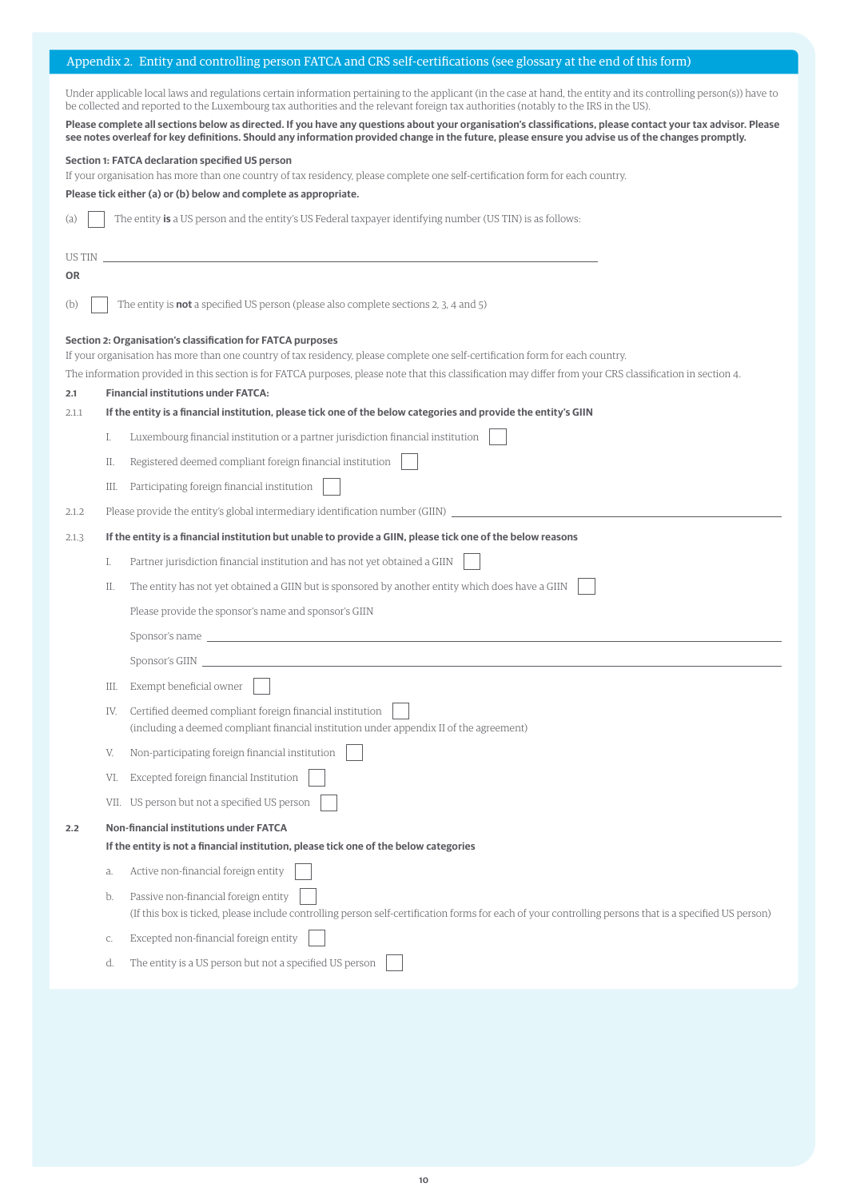## Appendix 2. Entity and controlling person FATCA and CRS self-certifications (see glossary at the end of this form)

Under applicable local laws and regulations certain information pertaining to the applicant (in the case at hand, the entity and its controlling person(s)) have to be collected and reported to the Luxembourg tax authorities and the relevant foreign tax authorities (notably to the IRS in the US).

**Please complete all sections below as directed. If you have any questions about your organisation's classifications, please contact your tax advisor. Please see notes overleaf for key definitions. Should any information provided change in the future, please ensure you advise us of the changes promptly.**

### Section 1: FATCA declaration specified US person

If your organisation has more than one country of tax residency, please complete one self-certification form for each country.

**Please tick either (a) or (b) below and complete as appropriate.**

(a) ☐ The entity **is** a US person and the entity's US Federal taxpayer identifying number (US TIN) is as follows:

US TIN \_\_\_\_\_\_\_\_\_\_\_\_\_\_\_\_\_\_\_\_\_\_\_\_\_\_\_\_\_\_\_\_\_\_\_\_\_\_\_\_

**OR**

(b) ☐ The entity is **not** a specified US person (please also complete sections 2, 3, 4 and 5)

### Section 2: Organisation's classification for FATCA purposes

If your organisation has more than one country of tax residency, please complete one self-certification form for each country.

The information provided in this section is for FATCA purposes, please note that this classification may differ from your CRS classification in section 4.

**2.1 Financial institutions under FATCA:**

2.1.1 **If the entity is a financial institution, please tick one of the below categories and provide the entity's GIIN**

I. Luxembourg financial institution or a partner jurisdiction financial institution ☐

II. Registered deemed compliant foreign financial institution ☐

III. Participating foreign financial institution ☐

2.1.2 Please provide the entity's global intermediary identification number (GIIN) \_\_\_\_\_\_\_\_\_\_\_\_\_\_\_\_\_\_\_\_\_\_\_\_\_\_\_\_\_\_

2.1.3 **If the entity is a financial institution but unable to provide a GIIN, please tick one of the below reasons**

I. Partner jurisdiction financial institution and has not yet obtained a GIIN ☐

II. The entity has not yet obtained a GIIN but is sponsored by another entity which does have a GIIN ☐

Please provide the sponsor's name and sponsor's GIIN

Sponsor's name \_\_\_\_\_\_\_\_\_\_\_\_\_\_\_\_\_\_\_\_\_\_\_\_\_\_\_\_\_\_\_\_\_\_\_\_\_\_\_\_

Sponsor's GIIN \_\_\_\_\_\_\_\_\_\_\_\_\_\_\_\_\_\_\_\_\_\_\_\_\_\_\_\_\_\_\_\_\_\_\_\_\_\_\_\_

III. Exempt beneficial owner ☐

IV. Certified deemed compliant foreign financial institution ☐
(including a deemed compliant financial institution under appendix II of the agreement)

V. Non-participating foreign financial institution ☐

VI. Excepted foreign financial Institution ☐

VII. US person but not a specified US person ☐

**2.2 Non-financial institutions under FATCA**

**If the entity is not a financial institution, please tick one of the below categories**

a. Active non-financial foreign entity ☐

b. Passive non-financial foreign entity ☐
(If this box is ticked, please include controlling person self-certification forms for each of your controlling persons that is a specified US person)

c. Excepted non-financial foreign entity ☐

d. The entity is a US person but not a specified US person ☐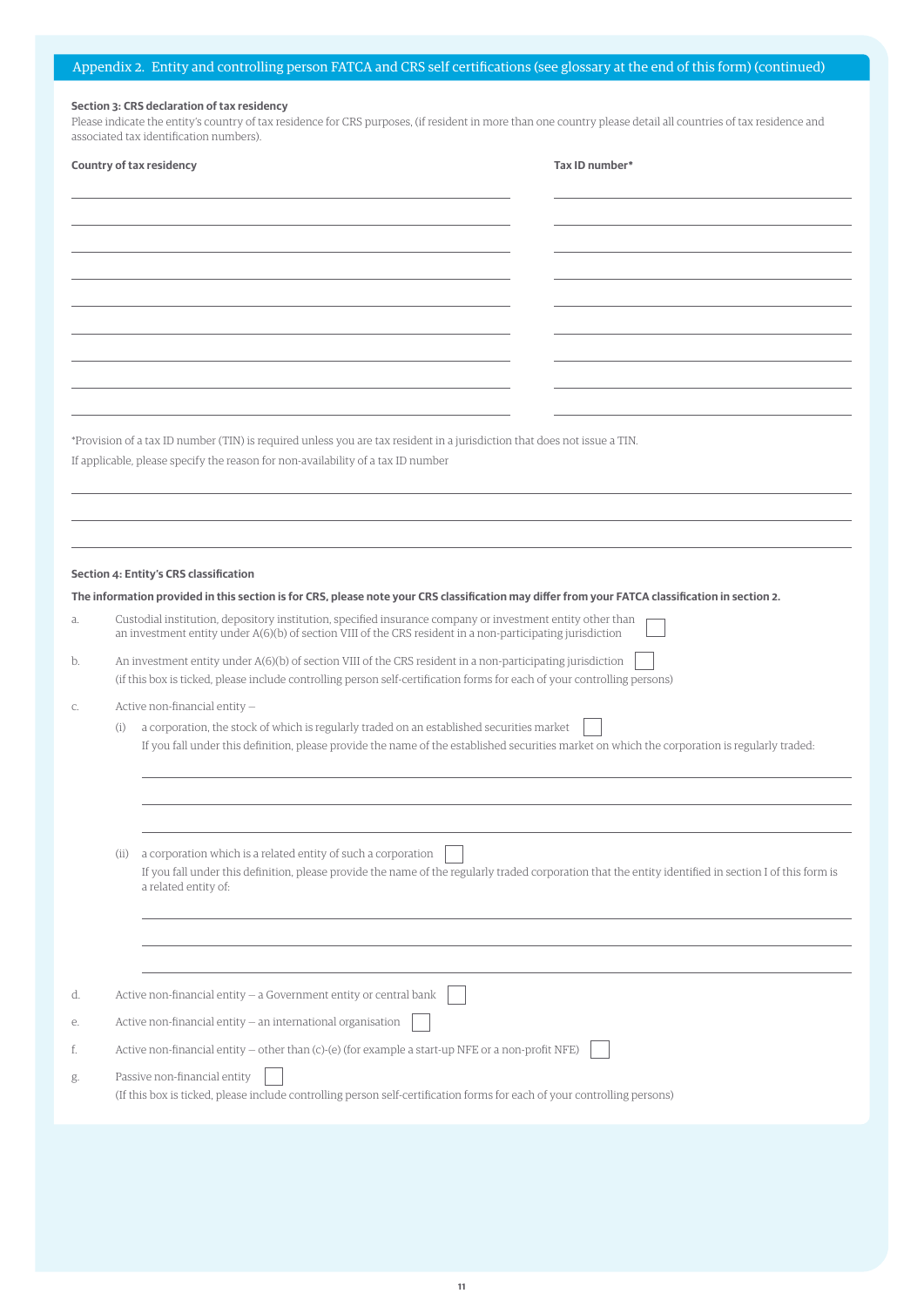## Appendix 2. Entity and controlling person FATCA and CRS self certifications (see glossary at the end of this form) (continued)

**Section 3: CRS declaration of tax residency**

Please indicate the entity's country of tax residence for CRS purposes, (if resident in more than one country please detail all countries of tax residence and associated tax identification numbers).

| Country of tax residency | Tax ID number* |
|---|---|
| | |
| | |
| | |
| | |
| | |
| | |
| | |
| | |
| | |

*Provision of a tax ID number (TIN) is required unless you are tax resident in a jurisdiction that does not issue a TIN.

If applicable, please specify the reason for non-availability of a tax ID number

_______________________________________________

_______________________________________________

_______________________________________________

**Section 4: Entity's CRS classification**

**The information provided in this section is for CRS, please note your CRS classification may differ from your FATCA classification in section 2.**

a. Custodial institution, depository institution, specified insurance company or investment entity other than an investment entity under A(6)(b) of section VIII of the CRS resident in a non-participating jurisdiction ☐

b. An investment entity under A(6)(b) of section VIII of the CRS resident in a non-participating jurisdiction ☐
(if this box is ticked, please include controlling person self-certification forms for each of your controlling persons)

c. Active non-financial entity –

   (i) a corporation, the stock of which is regularly traded on an established securities market ☐
   If you fall under this definition, please provide the name of the established securities market on which the corporation is regularly traded:

   _______________________________________________

   _______________________________________________

   _______________________________________________

   (ii) a corporation which is a related entity of such a corporation ☐
   If you fall under this definition, please provide the name of the regularly traded corporation that the entity identified in section I of this form is a related entity of:

   _______________________________________________

   _______________________________________________

   _______________________________________________

d. Active non-financial entity – a Government entity or central bank ☐

e. Active non-financial entity – an international organisation ☐

f. Active non-financial entity – other than (c)-(e) (for example a start-up NFE or a non-profit NFE) ☐

g. Passive non-financial entity ☐
(If this box is ticked, please include controlling person self-certification forms for each of your controlling persons)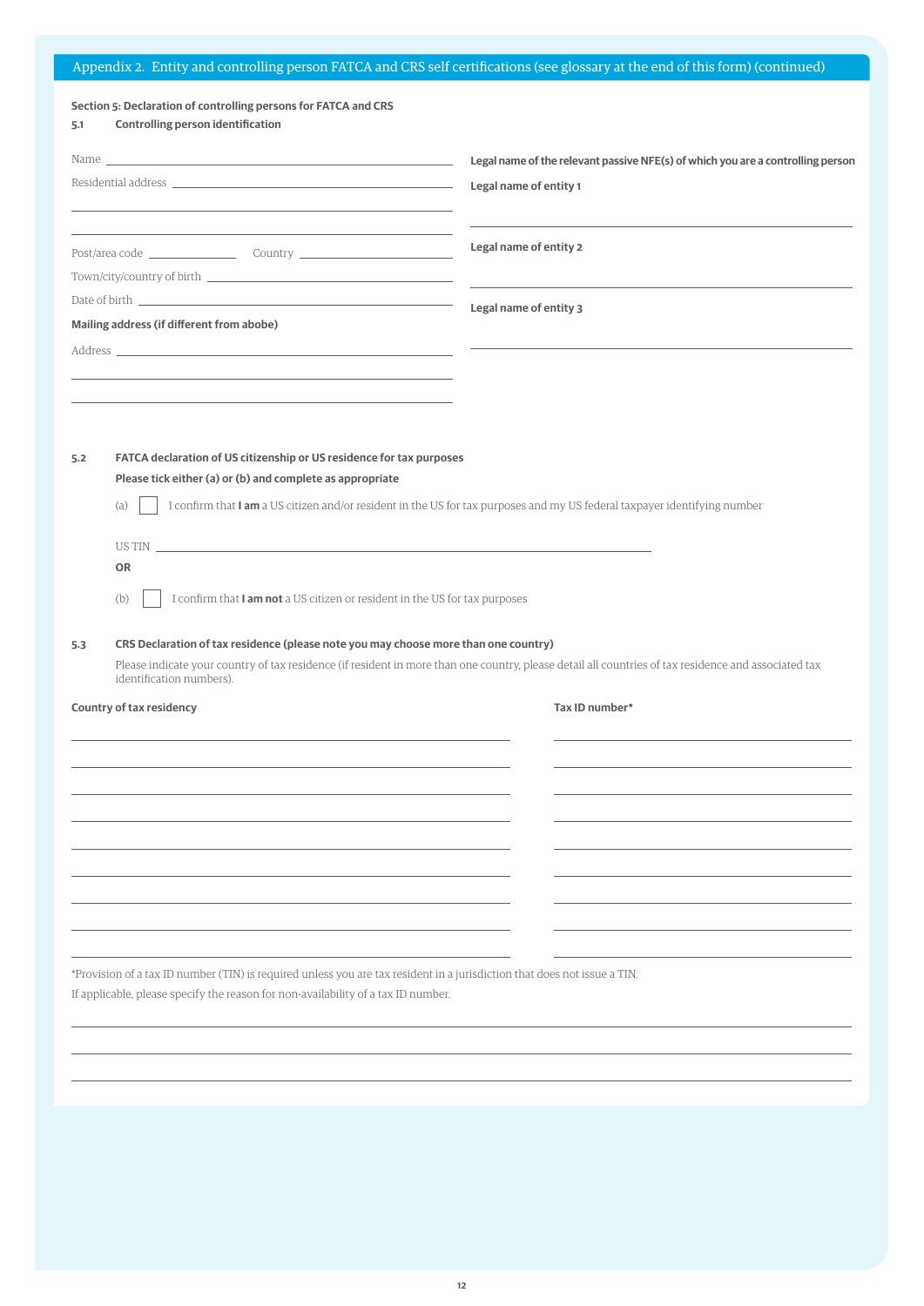## Appendix 2. Entity and controlling person FATCA and CRS self certifications (see glossary at the end of this form) (continued)

**Section 5: Declaration of controlling persons for FATCA and CRS**

**5.1 Controlling person identification**

Name ______________________________

Residential address ______________________________

______________________________

______________________________

Post/area code ______________ Country ______________

Town/city/country of birth ______________________________

Date of birth ______________________________

**Mailing address (if different from abobe)**

Address ______________________________

______________________________

______________________________

**Legal name of the relevant passive NFE(s) of which you are a controlling person**

**Legal name of entity 1**

______________________________

**Legal name of entity 2**

______________________________

**Legal name of entity 3**

______________________________

**5.2 FATCA declaration of US citizenship or US residence for tax purposes**

**Please tick either (a) or (b) and complete as appropriate**

(a) ☐ I confirm that **I am** a US citizen and/or resident in the US for tax purposes and my US federal taxpayer identifying number

US TIN ______________________________

**OR**

(b) ☐ I confirm that **I am not** a US citizen or resident in the US for tax purposes

**5.3 CRS Declaration of tax residence (please note you may choose more than one country)**

Please indicate your country of tax residence (if resident in more than one country, please detail all countries of tax residence and associated tax identification numbers).

| Country of tax residency | Tax ID number* |
| --- | --- |
| | |
| | |
| | |
| | |
| | |
| | |
| | |
| | |
| | |

*Provision of a tax ID number (TIN) is required unless you are tax resident in a jurisdiction that does not issue a TIN.

If applicable, please specify the reason for non-availability of a tax ID number.

______________________________

______________________________

______________________________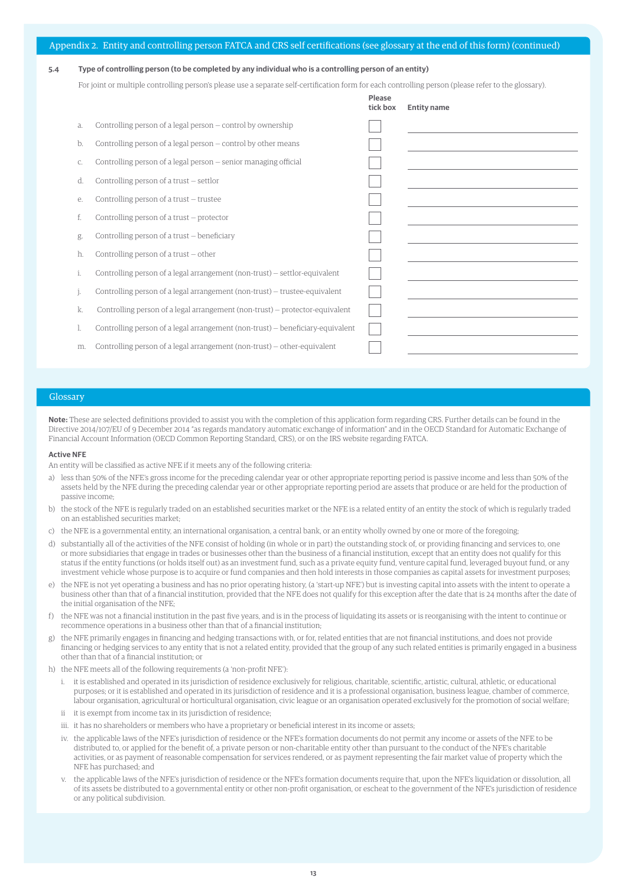## Appendix 2. Entity and controlling person FATCA and CRS self certifications (see glossary at the end of this form) (continued)

**5.4 Type of controlling person (to be completed by any individual who is a controlling person of an entity)**

For joint or multiple controlling person's please use a separate self-certification form for each controlling person (please refer to the glossary).

| | | Please tick box | Entity name |
|---|---|---|---|
| a. | Controlling person of a legal person – control by ownership | ☐ | |
| b. | Controlling person of a legal person – control by other means | ☐ | |
| c. | Controlling person of a legal person – senior managing official | ☐ | |
| d. | Controlling person of a trust – settlor | ☐ | |
| e. | Controlling person of a trust – trustee | ☐ | |
| f. | Controlling person of a trust – protector | ☐ | |
| g. | Controlling person of a trust – beneficiary | ☐ | |
| h. | Controlling person of a trust – other | ☐ | |
| i. | Controlling person of a legal arrangement (non-trust) – settlor-equivalent | ☐ | |
| j. | Controlling person of a legal arrangement (non-trust) – trustee-equivalent | ☐ | |
| k. | Controlling person of a legal arrangement (non-trust) – protector-equivalent | ☐ | |
| l. | Controlling person of a legal arrangement (non-trust) – beneficiary-equivalent | ☐ | |
| m. | Controlling person of a legal arrangement (non-trust) – other-equivalent | ☐ | |

## Glossary

**Note:** These are selected definitions provided to assist you with the completion of this application form regarding CRS. Further details can be found in the Directive 2014/107/EU of 9 December 2014 "as regards mandatory automatic exchange of information" and in the OECD Standard for Automatic Exchange of Financial Account Information (OECD Common Reporting Standard, CRS), or on the IRS website regarding FATCA.

**Active NFE**

An entity will be classified as active NFE if it meets any of the following criteria:

a) less than 50% of the NFE's gross income for the preceding calendar year or other appropriate reporting period is passive income and less than 50% of the assets held by the NFE during the preceding calendar year or other appropriate reporting period are assets that produce or are held for the production of passive income;

b) the stock of the NFE is regularly traded on an established securities market or the NFE is a related entity of an entity the stock of which is regularly traded on an established securities market;

c) the NFE is a governmental entity, an international organisation, a central bank, or an entity wholly owned by one or more of the foregoing;

d) substantially all of the activities of the NFE consist of holding (in whole or in part) the outstanding stock of, or providing financing and services to, one or more subsidiaries that engage in trades or businesses other than the business of a financial institution, except that an entity does not qualify for this status if the entity functions (or holds itself out) as an investment fund, such as a private equity fund, venture capital fund, leveraged buyout fund, or any investment vehicle whose purpose is to acquire or fund companies and then hold interests in those companies as capital assets for investment purposes;

e) the NFE is not yet operating a business and has no prior operating history, (a 'start-up NFE') but is investing capital into assets with the intent to operate a business other than that of a financial institution, provided that the NFE does not qualify for this exception after the date that is 24 months after the date of the initial organisation of the NFE;

f) the NFE was not a financial institution in the past five years, and is in the process of liquidating its assets or is reorganising with the intent to continue or recommence operations in a business other than that of a financial institution;

g) the NFE primarily engages in financing and hedging transactions with, or for, related entities that are not financial institutions, and does not provide financing or hedging services to any entity that is not a related entity, provided that the group of any such related entities is primarily engaged in a business other than that of a financial institution; or

h) the NFE meets all of the following requirements (a 'non-profit NFE'):

   i. it is established and operated in its jurisdiction of residence exclusively for religious, charitable, scientific, artistic, cultural, athletic, or educational purposes; or it is established and operated in its jurisdiction of residence and it is a professional organisation, business league, chamber of commerce, labour organisation, agricultural or horticultural organisation, civic league or an organisation operated exclusively for the promotion of social welfare;

   ii it is exempt from income tax in its jurisdiction of residence;

   iii. it has no shareholders or members who have a proprietary or beneficial interest in its income or assets;

   iv. the applicable laws of the NFE's jurisdiction of residence or the NFE's formation documents do not permit any income or assets of the NFE to be distributed to, or applied for the benefit of, a private person or non-charitable entity other than pursuant to the conduct of the NFE's charitable activities, or as payment of reasonable compensation for services rendered, or as payment representing the fair market value of property which the NFE has purchased; and

   v. the applicable laws of the NFE's jurisdiction of residence or the NFE's formation documents require that, upon the NFE's liquidation or dissolution, all of its assets be distributed to a governmental entity or other non-profit organisation, or escheat to the government of the NFE's jurisdiction of residence or any political subdivision.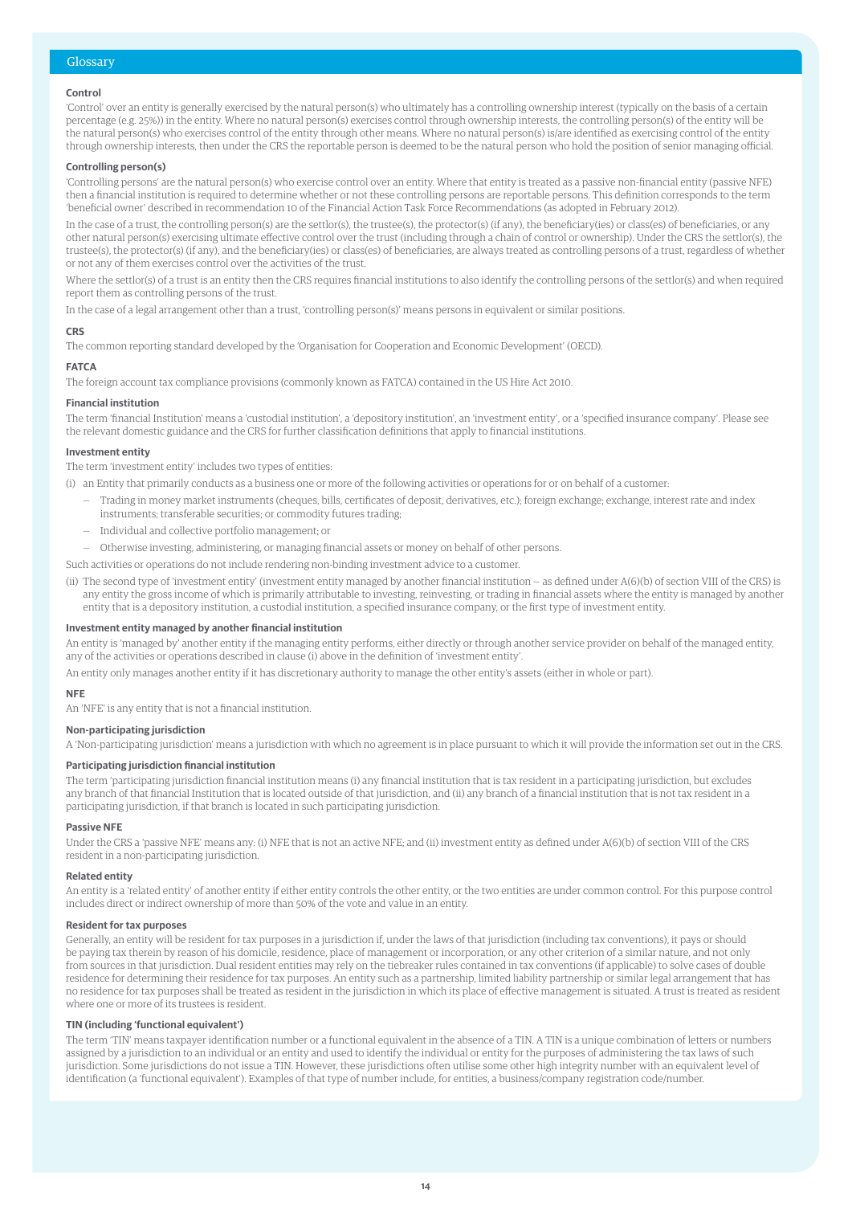# Glossary

### Control

'Control' over an entity is generally exercised by the natural person(s) who ultimately has a controlling ownership interest (typically on the basis of a certain percentage (e.g. 25%)) in the entity. Where no natural person(s) exercises control through ownership interests, the controlling person(s) of the entity will be the natural person(s) who exercises control of the entity through other means. Where no natural person(s) is/are identified as exercising control of the entity through ownership interests, then under the CRS the reportable person is deemed to be the natural person who hold the position of senior managing official.

### Controlling person(s)

'Controlling persons' are the natural person(s) who exercise control over an entity. Where that entity is treated as a passive non-financial entity (passive NFE) then a financial institution is required to determine whether or not these controlling persons are reportable persons. This definition corresponds to the term 'beneficial owner' described in recommendation 10 of the Financial Action Task Force Recommendations (as adopted in February 2012).

In the case of a trust, the controlling person(s) are the settlor(s), the trustee(s), the protector(s) (if any), the beneficiary(ies) or class(es) of beneficiaries, or any other natural person(s) exercising ultimate effective control over the trust (including through a chain of control or ownership). Under the CRS the settlor(s), the trustee(s), the protector(s) (if any), and the beneficiary(ies) or class(es) of beneficiaries, are always treated as controlling persons of a trust, regardless of whether or not any of them exercises control over the activities of the trust.

Where the settlor(s) of a trust is an entity then the CRS requires financial institutions to also identify the controlling persons of the settlor(s) and when required report them as controlling persons of the trust.

In the case of a legal arrangement other than a trust, 'controlling person(s)' means persons in equivalent or similar positions.

### CRS

The common reporting standard developed by the 'Organisation for Cooperation and Economic Development' (OECD).

### FATCA

The foreign account tax compliance provisions (commonly known as FATCA) contained in the US Hire Act 2010.

### Financial institution

The term 'financial Institution' means a 'custodial institution', a 'depository institution', an 'investment entity', or a 'specified insurance company'. Please see the relevant domestic guidance and the CRS for further classification definitions that apply to financial institutions.

### Investment entity

The term 'investment entity' includes two types of entities:

(i) an Entity that primarily conducts as a business one or more of the following activities or operations for or on behalf of a customer:

- Trading in money market instruments (cheques, bills, certificates of deposit, derivatives, etc.); foreign exchange; exchange, interest rate and index instruments; transferable securities; or commodity futures trading;
- Individual and collective portfolio management; or
- Otherwise investing, administering, or managing financial assets or money on behalf of other persons.

Such activities or operations do not include rendering non-binding investment advice to a customer.

(ii) The second type of 'investment entity' (investment entity managed by another financial institution – as defined under A(6)(b) of section VIII of the CRS) is any entity the gross income of which is primarily attributable to investing, reinvesting, or trading in financial assets where the entity is managed by another entity that is a depository institution, a custodial institution, a specified insurance company, or the first type of investment entity.

### Investment entity managed by another financial institution

An entity is 'managed by' another entity if the managing entity performs, either directly or through another service provider on behalf of the managed entity, any of the activities or operations described in clause (i) above in the definition of 'investment entity'.

An entity only manages another entity if it has discretionary authority to manage the other entity's assets (either in whole or part).

### NFE

An 'NFE' is any entity that is not a financial institution.

### Non-participating jurisdiction

A 'Non-participating jurisdiction' means a jurisdiction with which no agreement is in place pursuant to which it will provide the information set out in the CRS.

### Participating jurisdiction financial institution

The term 'participating jurisdiction financial institution means (i) any financial institution that is tax resident in a participating jurisdiction, but excludes any branch of that financial Institution that is located outside of that jurisdiction, and (ii) any branch of a financial institution that is not tax resident in a participating jurisdiction, if that branch is located in such participating jurisdiction.

### Passive NFE

Under the CRS a 'passive NFE' means any: (i) NFE that is not an active NFE; and (ii) investment entity as defined under A(6)(b) of section VIII of the CRS resident in a non-participating jurisdiction.

### Related entity

An entity is a 'related entity' of another entity if either entity controls the other entity, or the two entities are under common control. For this purpose control includes direct or indirect ownership of more than 50% of the vote and value in an entity.

### Resident for tax purposes

Generally, an entity will be resident for tax purposes in a jurisdiction if, under the laws of that jurisdiction (including tax conventions), it pays or should be paying tax therein by reason of his domicile, residence, place of management or incorporation, or any other criterion of a similar nature, and not only from sources in that jurisdiction. Dual resident entities may rely on the tiebreaker rules contained in tax conventions (if applicable) to solve cases of double residence for determining their residence for tax purposes. An entity such as a partnership, limited liability partnership or similar legal arrangement that has no residence for tax purposes shall be treated as resident in the jurisdiction in which its place of effective management is situated. A trust is treated as resident where one or more of its trustees is resident.

### TIN (including 'functional equivalent')

The term 'TIN' means taxpayer identification number or a functional equivalent in the absence of a TIN. A TIN is a unique combination of letters or numbers assigned by a jurisdiction to an individual or an entity and used to identify the individual or entity for the purposes of administering the tax laws of such jurisdiction. Some jurisdictions do not issue a TIN. However, these jurisdictions often utilise some other high integrity number with an equivalent level of identification (a 'functional equivalent'). Examples of that type of number include, for entities, a business/company registration code/number.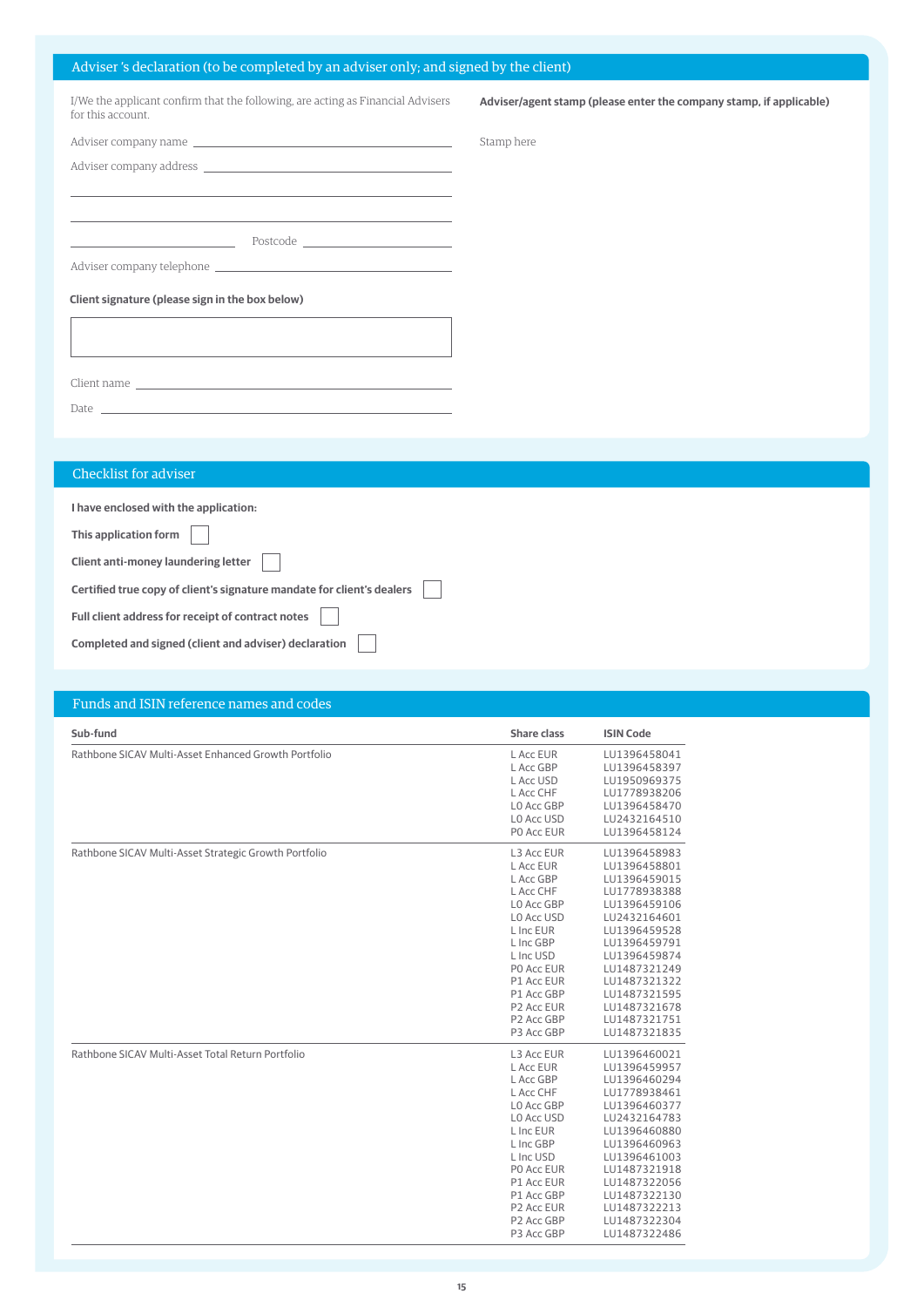## Adviser 's declaration (to be completed by an adviser only; and signed by the client)

I/We the applicant confirm that the following, are acting as Financial Advisers for this account.

Adviser company name ______________________________

Adviser company address ______________________________

______________________________

______________________________

______________________________ Postcode ______________________________

Adviser company telephone ______________________________

**Client signature (please sign in the box below)**

[ ]

Client name ______________________________

Date ______________________________

**Adviser/agent stamp (please enter the company stamp, if applicable)**

Stamp here

## Checklist for adviser

**I have enclosed with the application:**

**This application form** ☐

**Client anti-money laundering letter** ☐

**Certified true copy of client's signature mandate for client's dealers** ☐

**Full client address for receipt of contract notes** ☐

**Completed and signed (client and adviser) declaration** ☐

## Funds and ISIN reference names and codes

| Sub-fund | Share class | ISIN Code |
|---|---|---|
| Rathbone SICAV Multi-Asset Enhanced Growth Portfolio | L Acc EUR | LU1396458041 |
| | L Acc GBP | LU1396458397 |
| | L Acc USD | LU1950969375 |
| | L Acc CHF | LU1778938206 |
| | L0 Acc GBP | LU1396458470 |
| | L0 Acc USD | LU2432164510 |
| | P0 Acc EUR | LU1396458124 |
| Rathbone SICAV Multi-Asset Strategic Growth Portfolio | L3 Acc EUR | LU1396458983 |
| | L Acc EUR | LU1396458801 |
| | L Acc GBP | LU1396459015 |
| | L Acc CHF | LU1778938388 |
| | L0 Acc GBP | LU1396459106 |
| | L0 Acc USD | LU2432164601 |
| | L Inc EUR | LU1396459528 |
| | L Inc GBP | LU1396459791 |
| | L Inc USD | LU1396459874 |
| | P0 Acc EUR | LU1487321249 |
| | P1 Acc EUR | LU1487321322 |
| | P1 Acc GBP | LU1487321595 |
| | P2 Acc EUR | LU1487321678 |
| | P2 Acc GBP | LU1487321751 |
| | P3 Acc GBP | LU1487321835 |
| Rathbone SICAV Multi-Asset Total Return Portfolio | L3 Acc EUR | LU1396460021 |
| | L Acc EUR | LU1396459957 |
| | L Acc GBP | LU1396460294 |
| | L Acc CHF | LU1778938461 |
| | L0 Acc GBP | LU1396460377 |
| | L0 Acc USD | LU2432164783 |
| | L Inc EUR | LU1396460880 |
| | L Inc GBP | LU1396460963 |
| | L Inc USD | LU1396461003 |
| | P0 Acc EUR | LU1487321918 |
| | P1 Acc EUR | LU1487322056 |
| | P1 Acc GBP | LU1487322130 |
| | P2 Acc EUR | LU1487322213 |
| | P2 Acc GBP | LU1487322304 |
| | P3 Acc GBP | LU1487322486 |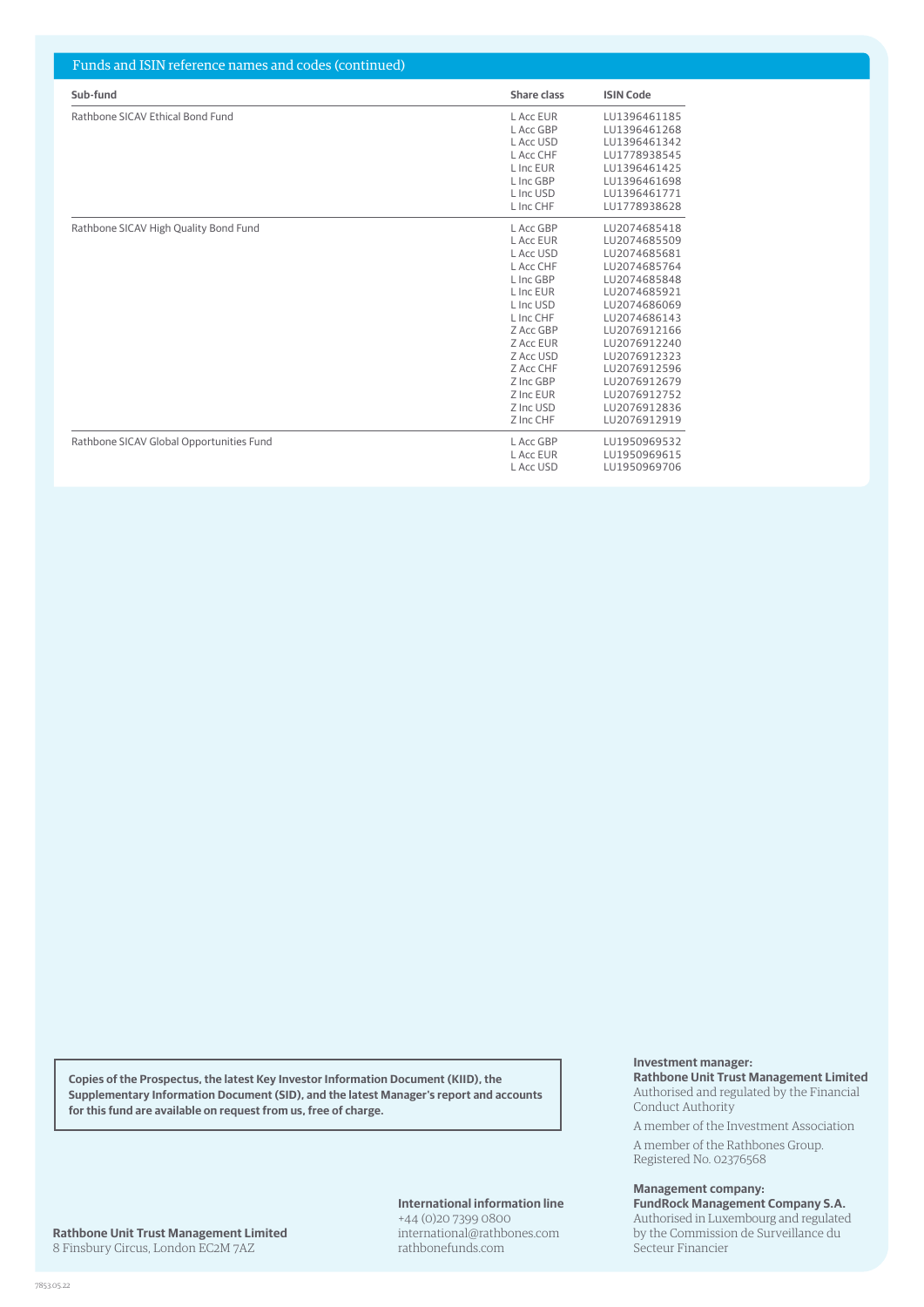## Funds and ISIN reference names and codes (continued)

| Sub-fund | Share class | ISIN Code |
|---|---|---|
| Rathbone SICAV Ethical Bond Fund | L Acc EUR | LU1396461185 |
| | L Acc GBP | LU1396461268 |
| | L Acc USD | LU1396461342 |
| | L Acc CHF | LU1778938545 |
| | L Inc EUR | LU1396461425 |
| | L Inc GBP | LU1396461698 |
| | L Inc USD | LU1396461771 |
| | L Inc CHF | LU1778938628 |
| Rathbone SICAV High Quality Bond Fund | L Acc GBP | LU2074685418 |
| | L Acc EUR | LU2074685509 |
| | L Acc USD | LU2074685681 |
| | L Acc CHF | LU2074685764 |
| | L Inc GBP | LU2074685848 |
| | L Inc EUR | LU2074685921 |
| | L Inc USD | LU2074686069 |
| | L Inc CHF | LU2074686143 |
| | Z Acc GBP | LU2076912166 |
| | Z Acc EUR | LU2076912240 |
| | Z Acc USD | LU2076912323 |
| | Z Acc CHF | LU2076912596 |
| | Z Inc GBP | LU2076912679 |
| | Z Inc EUR | LU2076912752 |
| | Z Inc USD | LU2076912836 |
| | Z Inc CHF | LU2076912919 |
| Rathbone SICAV Global Opportunities Fund | L Acc GBP | LU1950969532 |
| | L Acc EUR | LU1950969615 |
| | L Acc USD | LU1950969706 |

**Copies of the Prospectus, the latest Key Investor Information Document (KIID), the Supplementary Information Document (SID), and the latest Manager's report and accounts for this fund are available on request from us, free of charge.**

**Investment manager:**
**Rathbone Unit Trust Management Limited**
Authorised and regulated by the Financial Conduct Authority

A member of the Investment Association

A member of the Rathbones Group.
Registered No. 02376568

**Management company:**
**FundRock Management Company S.A.**
Authorised in Luxembourg and regulated by the Commission de Surveillance du Secteur Financier

**International information line**
+44 (0)20 7399 0800
international@rathbones.com
rathbonefunds.com

**Rathbone Unit Trust Management Limited**
8 Finsbury Circus, London EC2M 7AZ

7853.05.22